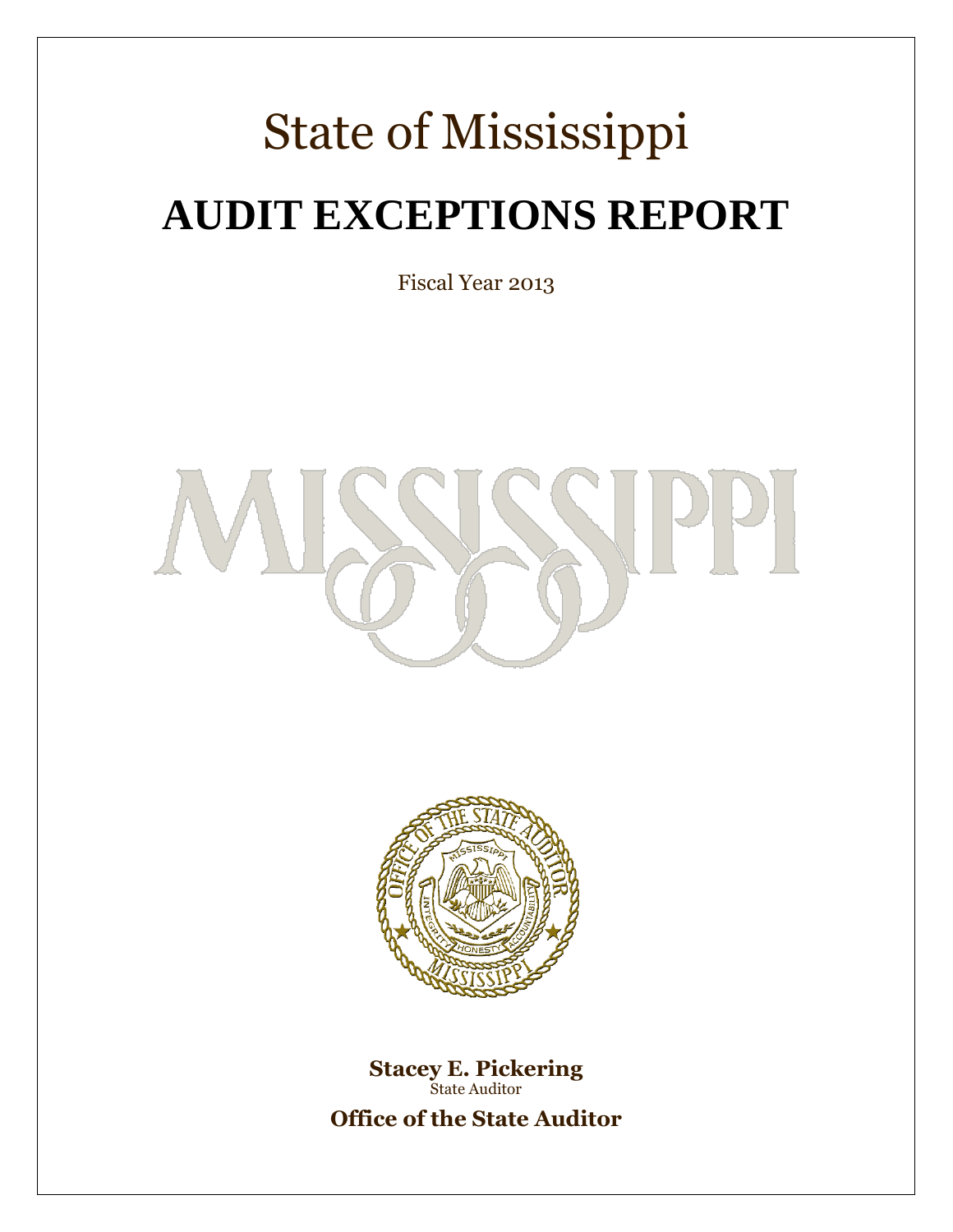# State of Mississippi

# AUDIT EXCEPTIONS REPORT

Fiscal Year 2013

**Stacey E. Pickering**
State Auditor

**Office of the State Auditor**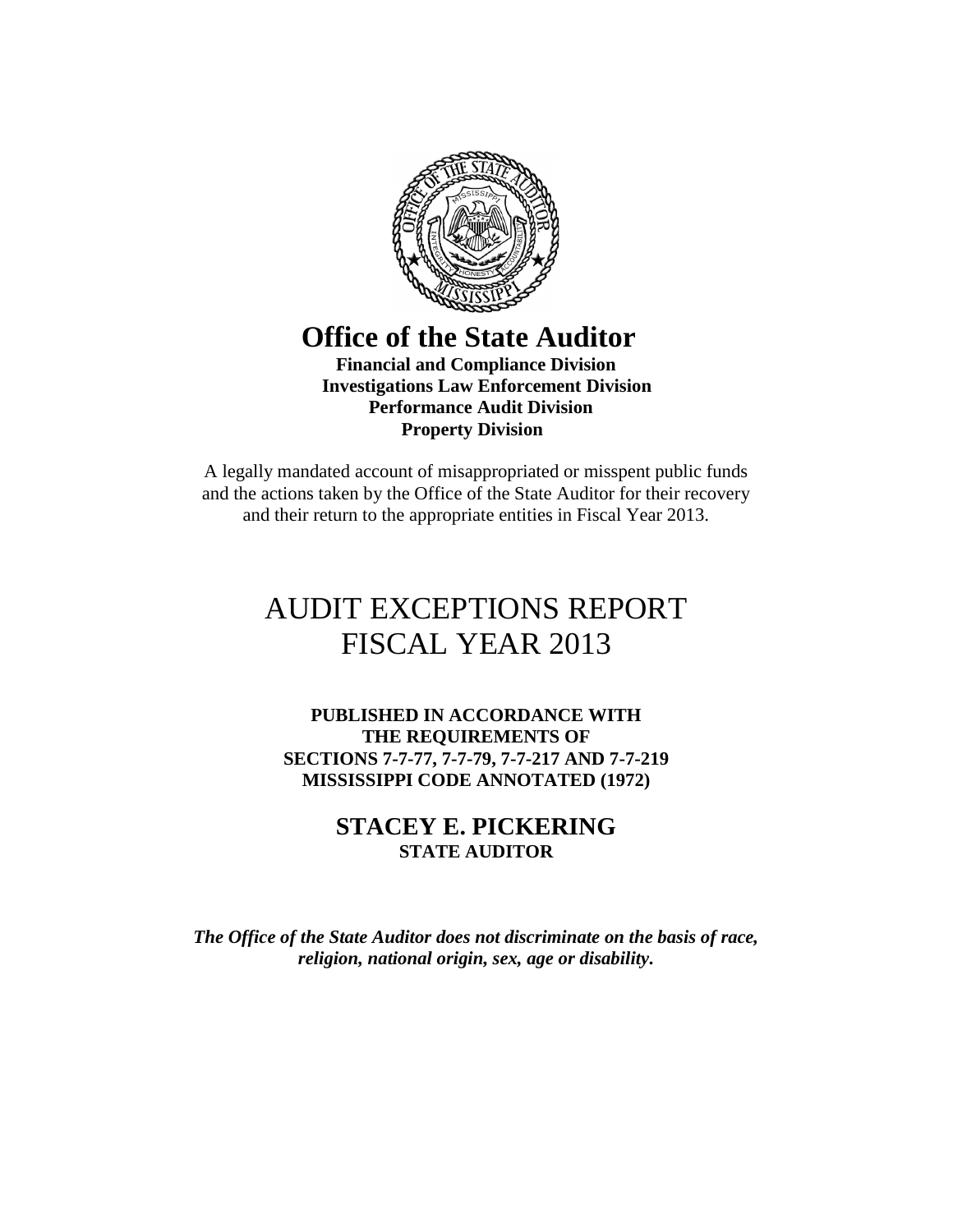# Office of the State Auditor

**Financial and Compliance Division**
**Investigations Law Enforcement Division**
**Performance Audit Division**
**Property Division**

A legally mandated account of misappropriated or misspent public funds and the actions taken by the Office of the State Auditor for their recovery and their return to the appropriate entities in Fiscal Year 2013.

# AUDIT EXCEPTIONS REPORT FISCAL YEAR 2013

**PUBLISHED IN ACCORDANCE WITH THE REQUIREMENTS OF SECTIONS 7-7-77, 7-7-79, 7-7-217 AND 7-7-219 MISSISSIPPI CODE ANNOTATED (1972)**

**STACEY E. PICKERING**
**STATE AUDITOR**

***The Office of the State Auditor does not discriminate on the basis of race, religion, national origin, sex, age or disability.***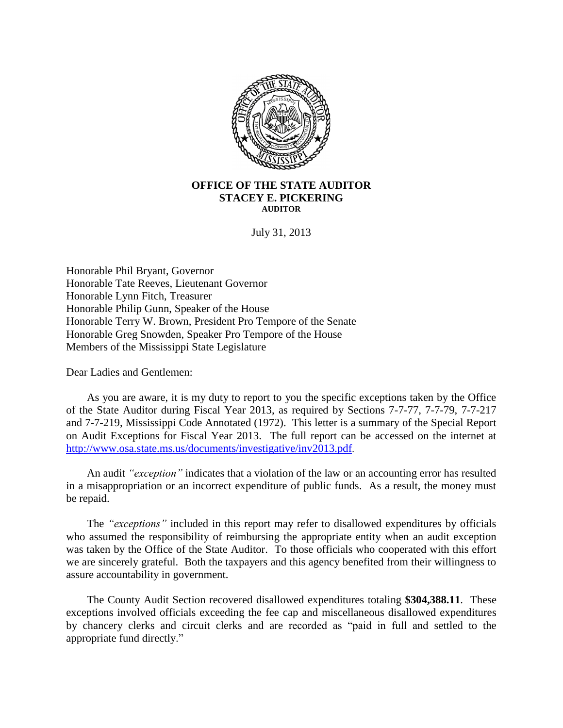**OFFICE OF THE STATE AUDITOR**
**STACEY E. PICKERING**
**AUDITOR**

July 31, 2013

Honorable Phil Bryant, Governor
Honorable Tate Reeves, Lieutenant Governor
Honorable Lynn Fitch, Treasurer
Honorable Philip Gunn, Speaker of the House
Honorable Terry W. Brown, President Pro Tempore of the Senate
Honorable Greg Snowden, Speaker Pro Tempore of the House
Members of the Mississippi State Legislature

Dear Ladies and Gentlemen:

As you are aware, it is my duty to report to you the specific exceptions taken by the Office of the State Auditor during Fiscal Year 2013, as required by Sections 7-7-77, 7-7-79, 7-7-217 and 7-7-219, Mississippi Code Annotated (1972). This letter is a summary of the Special Report on Audit Exceptions for Fiscal Year 2013. The full report can be accessed on the internet at http://www.osa.state.ms.us/documents/investigative/inv2013.pdf.

An audit *"exception"* indicates that a violation of the law or an accounting error has resulted in a misappropriation or an incorrect expenditure of public funds. As a result, the money must be repaid.

The *"exceptions"* included in this report may refer to disallowed expenditures by officials who assumed the responsibility of reimbursing the appropriate entity when an audit exception was taken by the Office of the State Auditor. To those officials who cooperated with this effort we are sincerely grateful. Both the taxpayers and this agency benefited from their willingness to assure accountability in government.

The County Audit Section recovered disallowed expenditures totaling **$304,388.11**. These exceptions involved officials exceeding the fee cap and miscellaneous disallowed expenditures by chancery clerks and circuit clerks and are recorded as "paid in full and settled to the appropriate fund directly."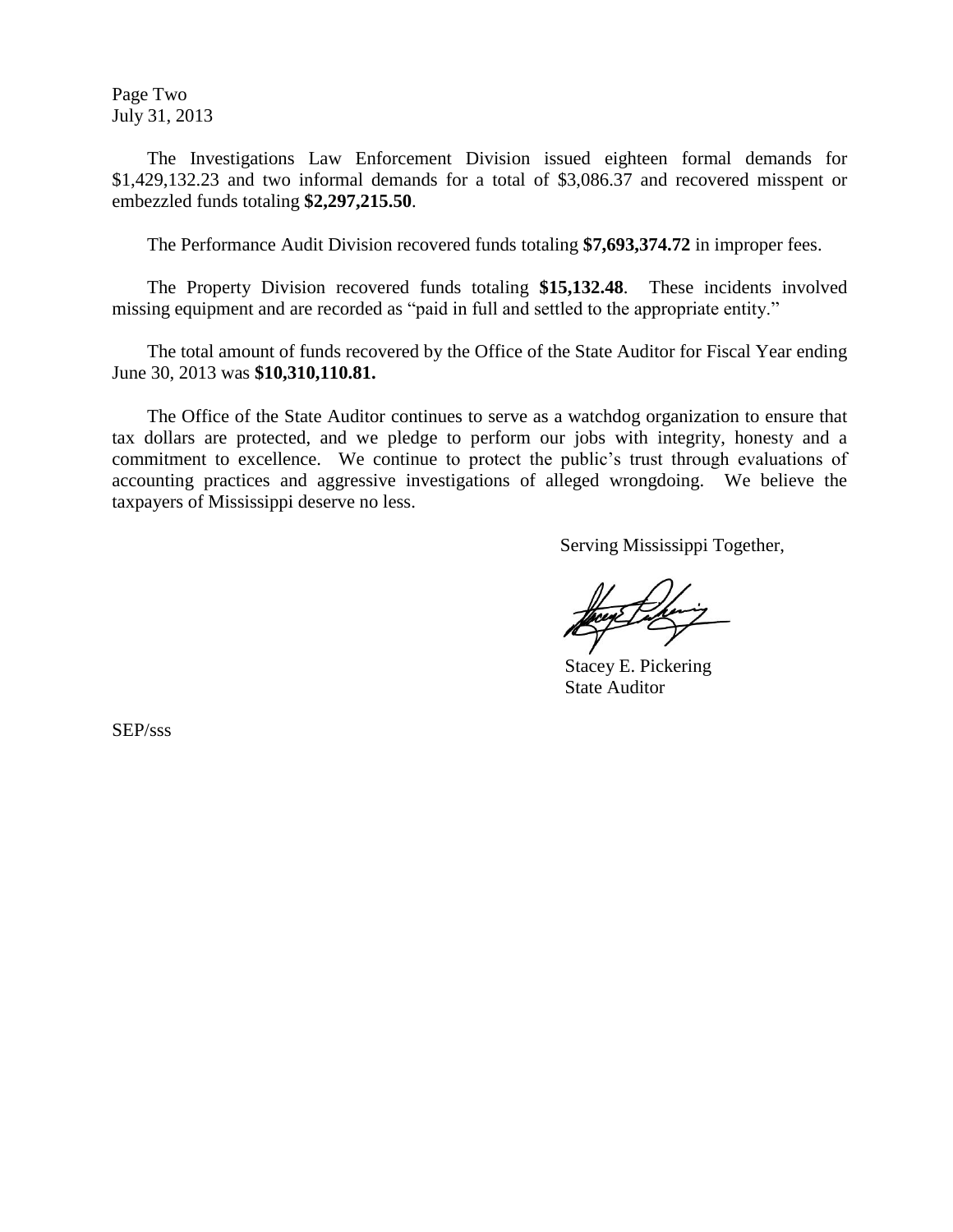Page Two
July 31, 2013

The Investigations Law Enforcement Division issued eighteen formal demands for $1,429,132.23 and two informal demands for a total of $3,086.37 and recovered misspent or embezzled funds totaling **$2,297,215.50**.

The Performance Audit Division recovered funds totaling **$7,693,374.72** in improper fees.

The Property Division recovered funds totaling **$15,132.48**. These incidents involved missing equipment and are recorded as "paid in full and settled to the appropriate entity."

The total amount of funds recovered by the Office of the State Auditor for Fiscal Year ending June 30, 2013 was **$10,310,110.81.**

The Office of the State Auditor continues to serve as a watchdog organization to ensure that tax dollars are protected, and we pledge to perform our jobs with integrity, honesty and a commitment to excellence. We continue to protect the public's trust through evaluations of accounting practices and aggressive investigations of alleged wrongdoing. We believe the taxpayers of Mississippi deserve no less.

Serving Mississippi Together,

Stacey E. Pickering
State Auditor

SEP/sss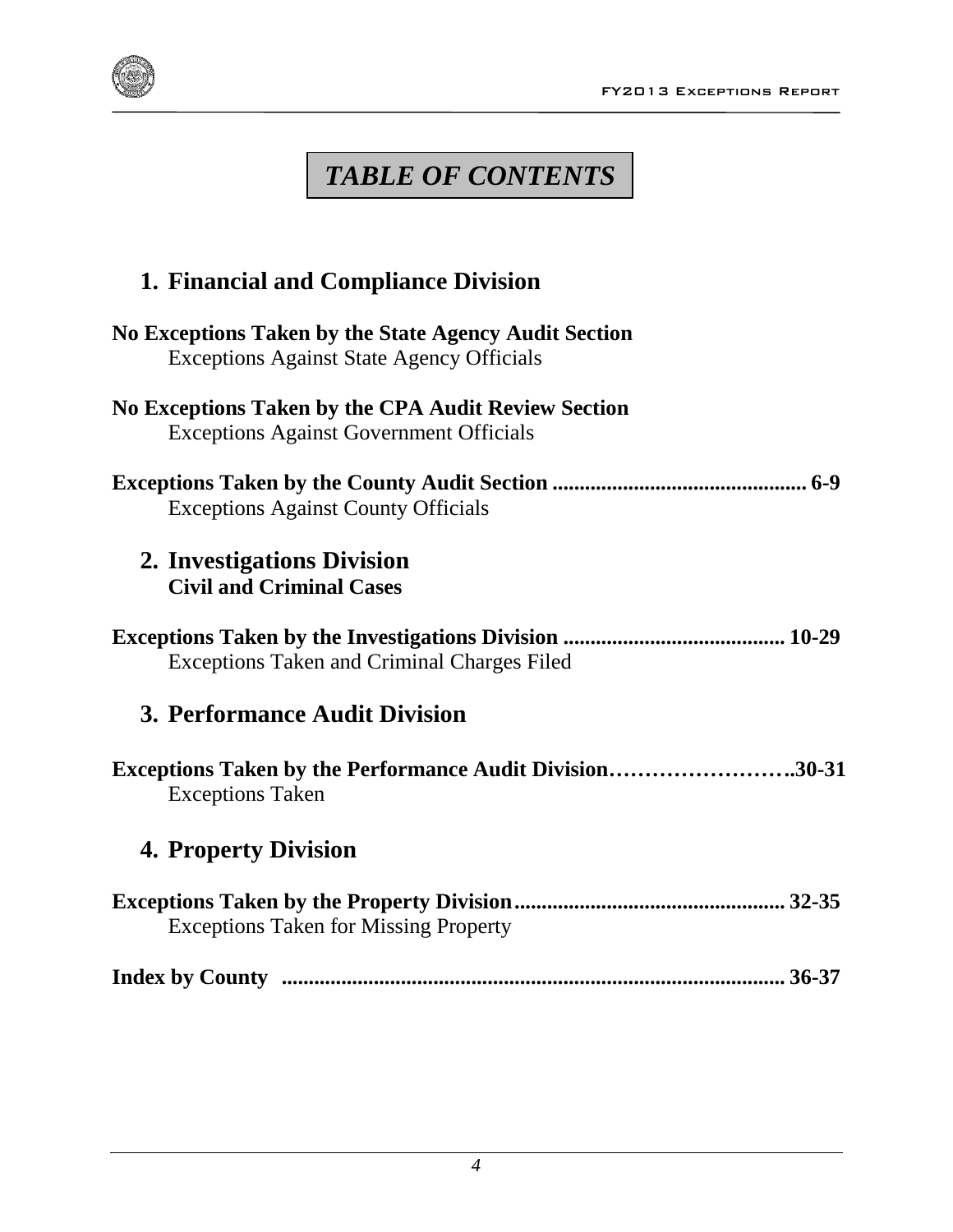# *TABLE OF CONTENTS*

## 1. Financial and Compliance Division

**No Exceptions Taken by the State Agency Audit Section**
Exceptions Against State Agency Officials

**No Exceptions Taken by the CPA Audit Review Section**
Exceptions Against Government Officials

**Exceptions Taken by the County Audit Section ............................................. 6-9**
Exceptions Against County Officials

## 2. Investigations Division
**Civil and Criminal Cases**

**Exceptions Taken by the Investigations Division ......................................... 10-29**
Exceptions Taken and Criminal Charges Filed

## 3. Performance Audit Division

**Exceptions Taken by the Performance Audit Division……………………..30-31**
Exceptions Taken

## 4. Property Division

**Exceptions Taken by the Property Division.................................................. 32-35**
Exceptions Taken for Missing Property

**Index by County ........................................................................................... 36-37**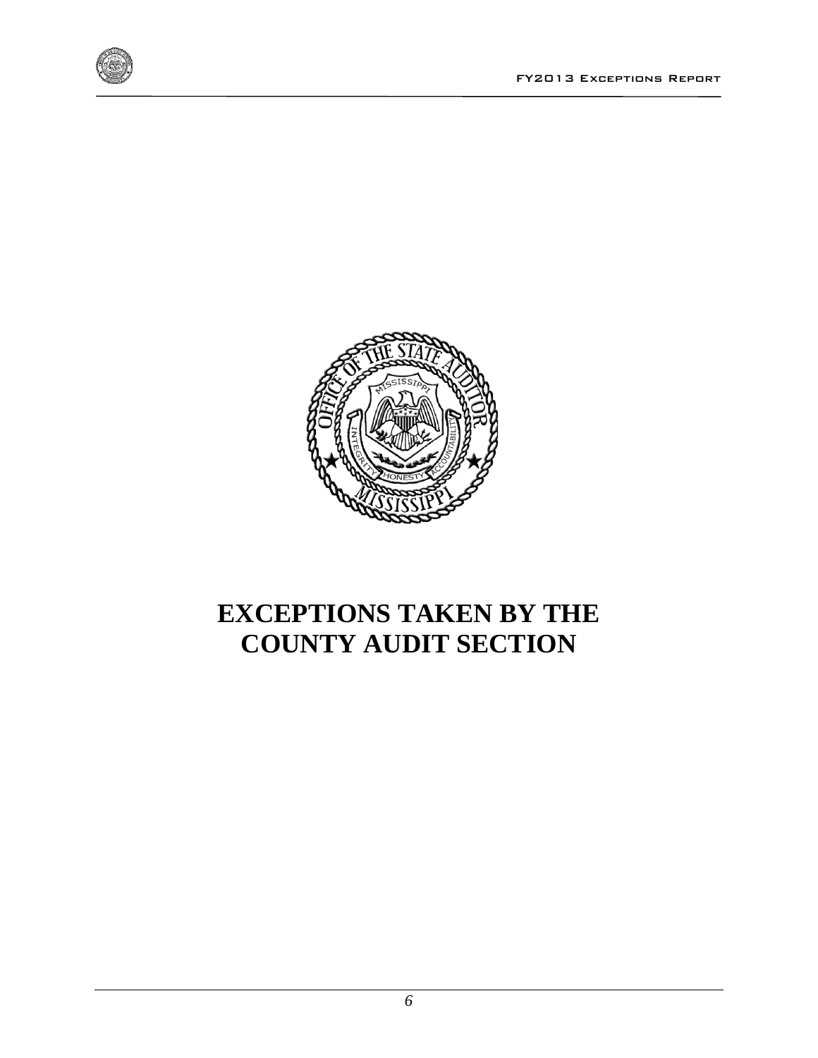# EXCEPTIONS TAKEN BY THE COUNTY AUDIT SECTION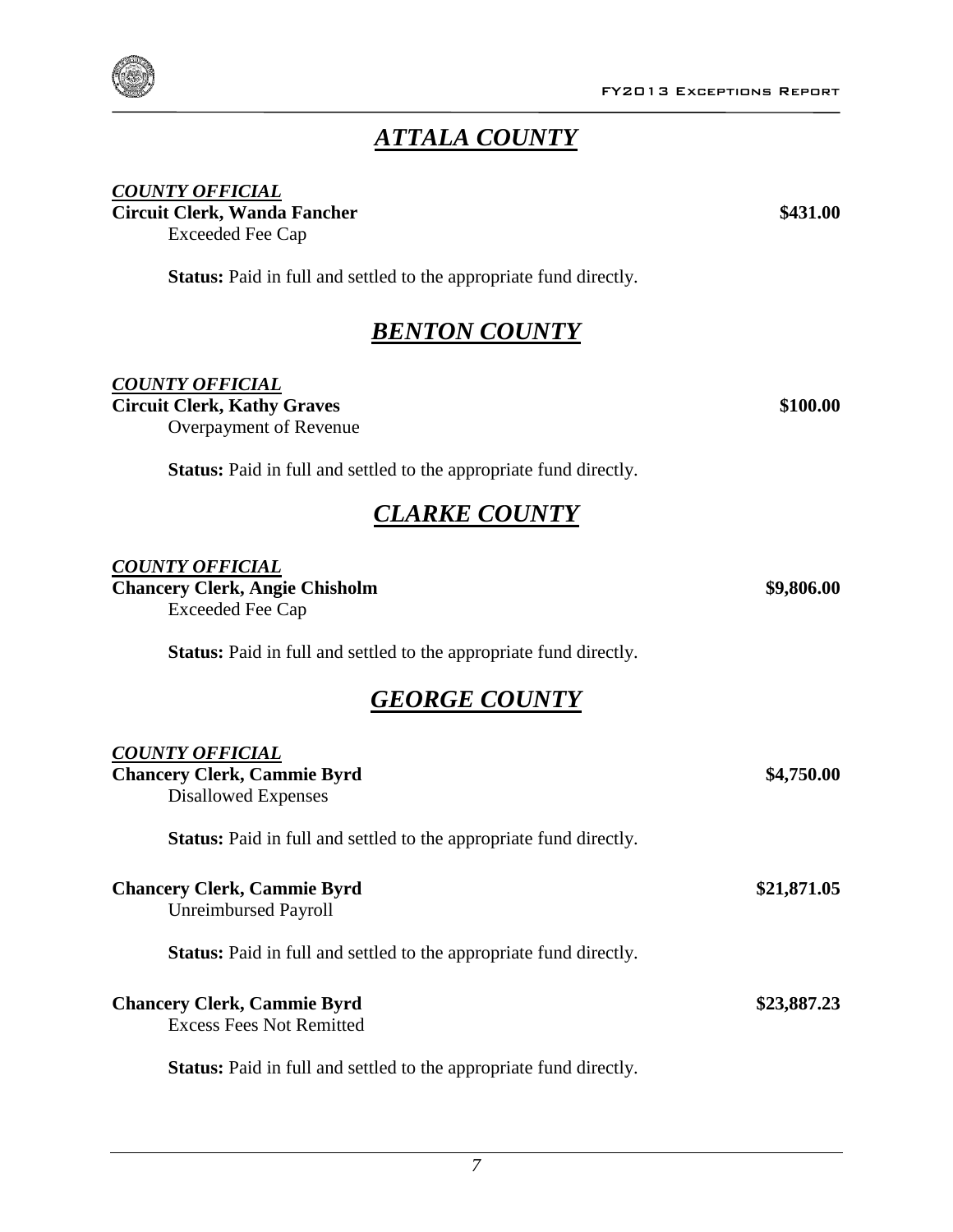## *ATTALA COUNTY*

***COUNTY OFFICIAL***

**Circuit Clerk, Wanda Fancher** **$431.00**

Exceeded Fee Cap

**Status:** Paid in full and settled to the appropriate fund directly.

## *BENTON COUNTY*

***COUNTY OFFICIAL***

**Circuit Clerk, Kathy Graves** **$100.00**

Overpayment of Revenue

**Status:** Paid in full and settled to the appropriate fund directly.

## *CLARKE COUNTY*

***COUNTY OFFICIAL***

**Chancery Clerk, Angie Chisholm** **$9,806.00**

Exceeded Fee Cap

**Status:** Paid in full and settled to the appropriate fund directly.

## *GEORGE COUNTY*

***COUNTY OFFICIAL***

**Chancery Clerk, Cammie Byrd** **$4,750.00**

Disallowed Expenses

**Status:** Paid in full and settled to the appropriate fund directly.

**Chancery Clerk, Cammie Byrd** **$21,871.05**

Unreimbursed Payroll

**Status:** Paid in full and settled to the appropriate fund directly.

**Chancery Clerk, Cammie Byrd** **$23,887.23**

Excess Fees Not Remitted

**Status:** Paid in full and settled to the appropriate fund directly.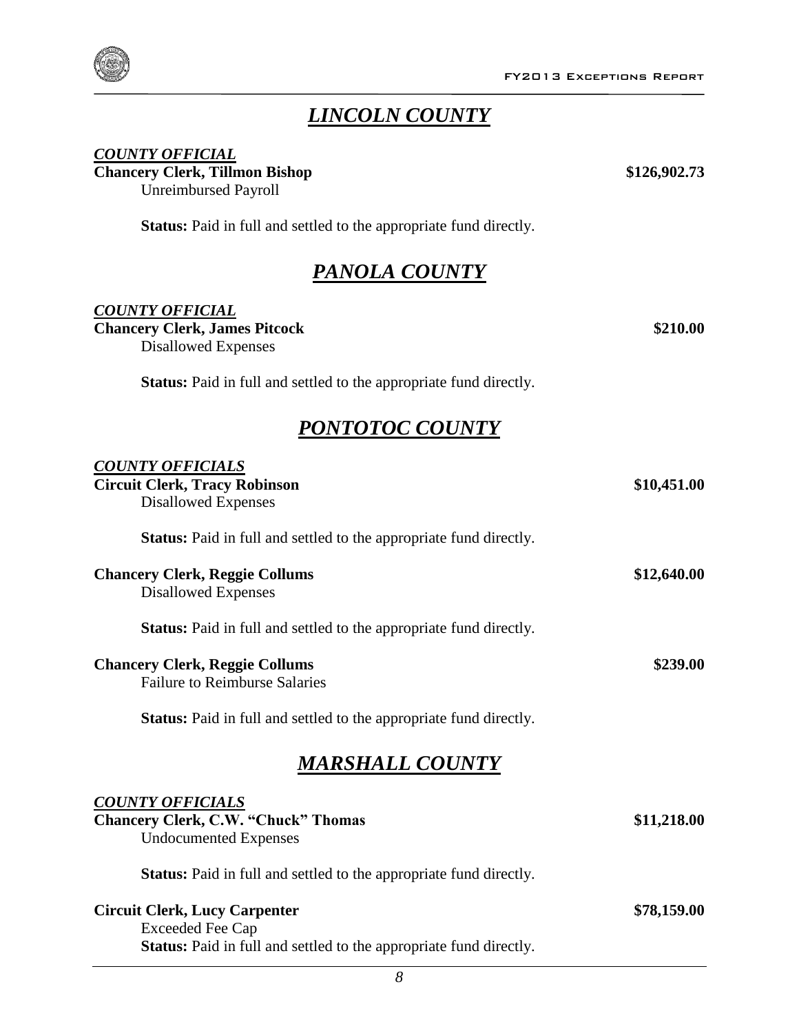## *LINCOLN COUNTY*

***COUNTY OFFICIAL***

**Chancery Clerk, Tillmon Bishop** **$126,902.73**

Unreimbursed Payroll

**Status:** Paid in full and settled to the appropriate fund directly.

## *PANOLA COUNTY*

***COUNTY OFFICIAL***

**Chancery Clerk, James Pitcock** **$210.00**

Disallowed Expenses

**Status:** Paid in full and settled to the appropriate fund directly.

## *PONTOTOC COUNTY*

***COUNTY OFFICIALS***

**Circuit Clerk, Tracy Robinson** **$10,451.00**

Disallowed Expenses

**Status:** Paid in full and settled to the appropriate fund directly.

**Chancery Clerk, Reggie Collums** **$12,640.00**

Disallowed Expenses

**Status:** Paid in full and settled to the appropriate fund directly.

**Chancery Clerk, Reggie Collums** **$239.00**

Failure to Reimburse Salaries

**Status:** Paid in full and settled to the appropriate fund directly.

## *MARSHALL COUNTY*

***COUNTY OFFICIALS***

**Chancery Clerk, C.W. "Chuck" Thomas** **$11,218.00**

Undocumented Expenses

**Status:** Paid in full and settled to the appropriate fund directly.

**Circuit Clerk, Lucy Carpenter** **$78,159.00**

Exceeded Fee Cap

**Status:** Paid in full and settled to the appropriate fund directly.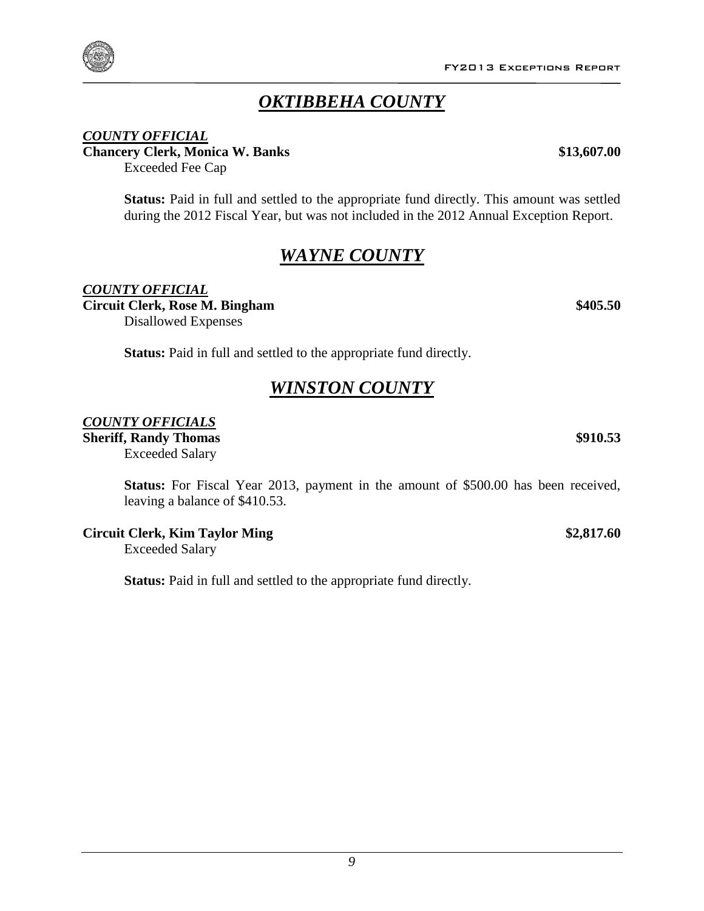## ***OKTIBBEHA COUNTY***

***COUNTY OFFICIAL***

**Chancery Clerk, Monica W. Banks** **$13,607.00**

Exceeded Fee Cap

**Status:** Paid in full and settled to the appropriate fund directly. This amount was settled during the 2012 Fiscal Year, but was not included in the 2012 Annual Exception Report.

## ***WAYNE COUNTY***

***COUNTY OFFICIAL***

**Circuit Clerk, Rose M. Bingham** **$405.50**

Disallowed Expenses

**Status:** Paid in full and settled to the appropriate fund directly.

## ***WINSTON COUNTY***

***COUNTY OFFICIALS***

**Sheriff, Randy Thomas** **$910.53**

Exceeded Salary

**Status:** For Fiscal Year 2013, payment in the amount of $500.00 has been received, leaving a balance of $410.53.

**Circuit Clerk, Kim Taylor Ming** **$2,817.60**

Exceeded Salary

**Status:** Paid in full and settled to the appropriate fund directly.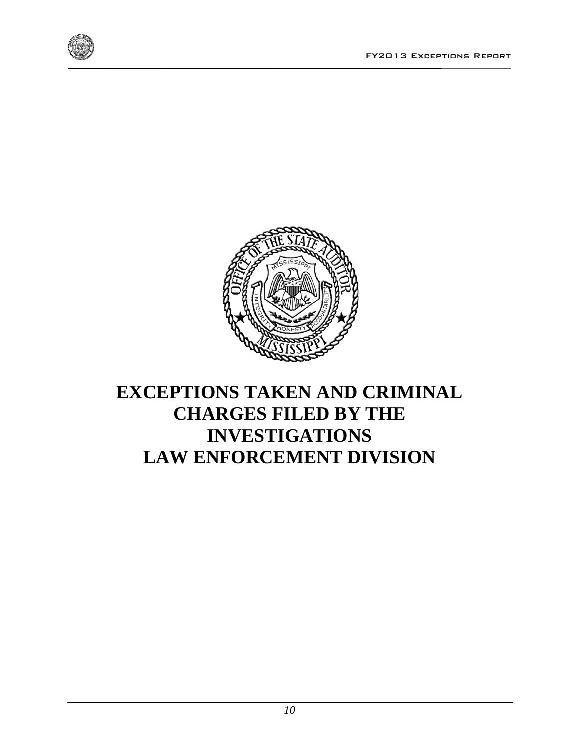# EXCEPTIONS TAKEN AND CRIMINAL CHARGES FILED BY THE INVESTIGATIONS LAW ENFORCEMENT DIVISION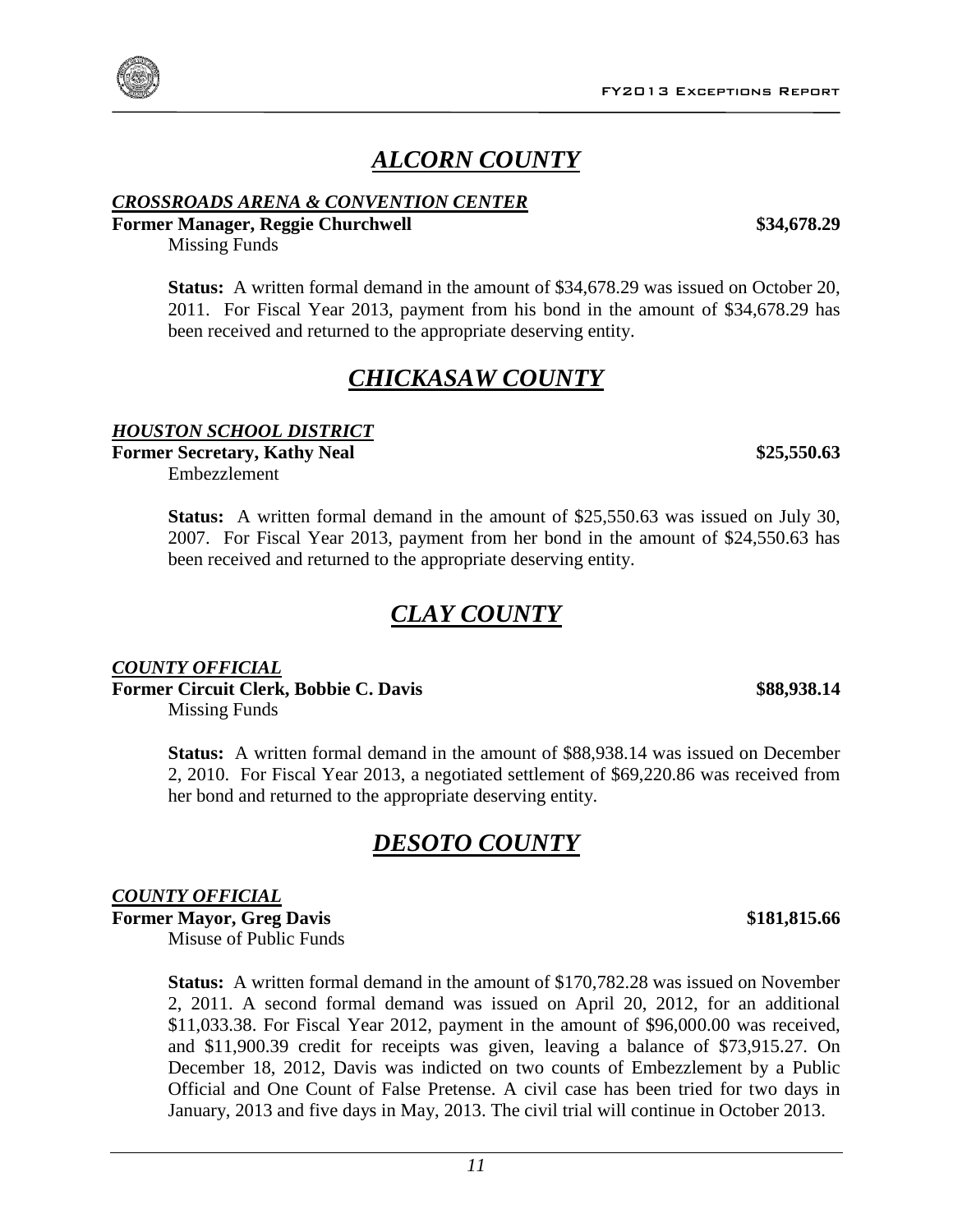# *ALCORN COUNTY*

***CROSSROADS ARENA & CONVENTION CENTER***

**Former Manager, Reggie Churchwell** **$34,678.29**

Missing Funds

**Status:** A written formal demand in the amount of $34,678.29 was issued on October 20, 2011. For Fiscal Year 2013, payment from his bond in the amount of $34,678.29 has been received and returned to the appropriate deserving entity.

# *CHICKASAW COUNTY*

***HOUSTON SCHOOL DISTRICT***

**Former Secretary, Kathy Neal** **$25,550.63**

Embezzlement

**Status:** A written formal demand in the amount of $25,550.63 was issued on July 30, 2007. For Fiscal Year 2013, payment from her bond in the amount of $24,550.63 has been received and returned to the appropriate deserving entity.

# *CLAY COUNTY*

***COUNTY OFFICIAL***

**Former Circuit Clerk, Bobbie C. Davis** **$88,938.14**

Missing Funds

**Status:** A written formal demand in the amount of $88,938.14 was issued on December 2, 2010. For Fiscal Year 2013, a negotiated settlement of $69,220.86 was received from her bond and returned to the appropriate deserving entity.

# *DESOTO COUNTY*

***COUNTY OFFICIAL***

**Former Mayor, Greg Davis** **$181,815.66**

Misuse of Public Funds

**Status:** A written formal demand in the amount of $170,782.28 was issued on November 2, 2011. A second formal demand was issued on April 20, 2012, for an additional $11,033.38. For Fiscal Year 2012, payment in the amount of $96,000.00 was received, and $11,900.39 credit for receipts was given, leaving a balance of $73,915.27. On December 18, 2012, Davis was indicted on two counts of Embezzlement by a Public Official and One Count of False Pretense. A civil case has been tried for two days in January, 2013 and five days in May, 2013. The civil trial will continue in October 2013.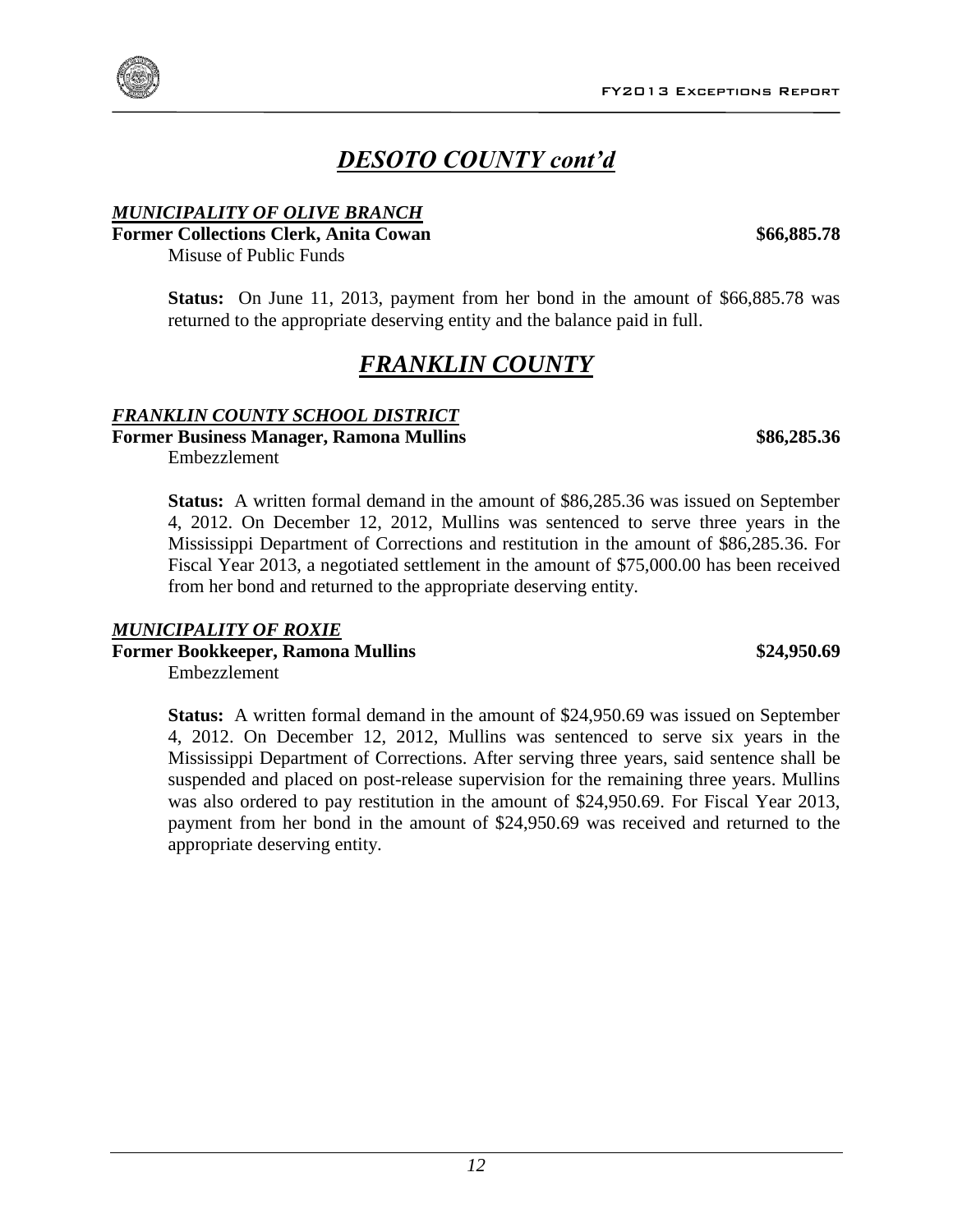## *DESOTO COUNTY cont'd*

### *MUNICIPALITY OF OLIVE BRANCH*

**Former Collections Clerk, Anita Cowan** **$66,885.78**

Misuse of Public Funds

**Status:** On June 11, 2013, payment from her bond in the amount of $66,885.78 was returned to the appropriate deserving entity and the balance paid in full.

## *FRANKLIN COUNTY*

### *FRANKLIN COUNTY SCHOOL DISTRICT*

**Former Business Manager, Ramona Mullins** **$86,285.36**

Embezzlement

**Status:** A written formal demand in the amount of $86,285.36 was issued on September 4, 2012. On December 12, 2012, Mullins was sentenced to serve three years in the Mississippi Department of Corrections and restitution in the amount of $86,285.36. For Fiscal Year 2013, a negotiated settlement in the amount of $75,000.00 has been received from her bond and returned to the appropriate deserving entity.

### *MUNICIPALITY OF ROXIE*

**Former Bookkeeper, Ramona Mullins** **$24,950.69**

Embezzlement

**Status:** A written formal demand in the amount of $24,950.69 was issued on September 4, 2012. On December 12, 2012, Mullins was sentenced to serve six years in the Mississippi Department of Corrections. After serving three years, said sentence shall be suspended and placed on post-release supervision for the remaining three years. Mullins was also ordered to pay restitution in the amount of $24,950.69. For Fiscal Year 2013, payment from her bond in the amount of $24,950.69 was received and returned to the appropriate deserving entity.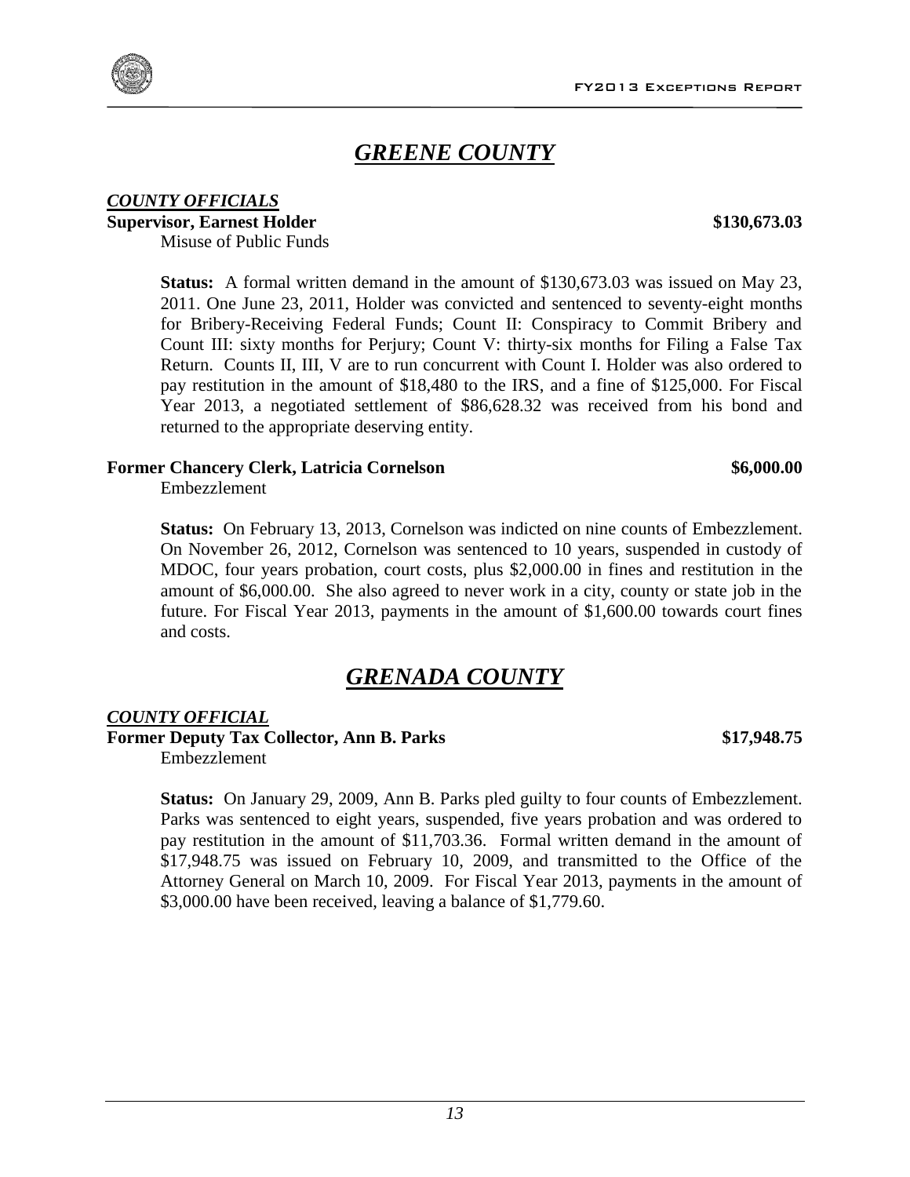# *GREENE COUNTY*

***COUNTY OFFICIALS***

**Supervisor, Earnest Holder** **$130,673.03**

Misuse of Public Funds

**Status:** A formal written demand in the amount of $130,673.03 was issued on May 23, 2011. One June 23, 2011, Holder was convicted and sentenced to seventy-eight months for Bribery-Receiving Federal Funds; Count II: Conspiracy to Commit Bribery and Count III: sixty months for Perjury; Count V: thirty-six months for Filing a False Tax Return. Counts II, III, V are to run concurrent with Count I. Holder was also ordered to pay restitution in the amount of $18,480 to the IRS, and a fine of $125,000. For Fiscal Year 2013, a negotiated settlement of $86,628.32 was received from his bond and returned to the appropriate deserving entity.

**Former Chancery Clerk, Latricia Cornelson** **$6,000.00**

Embezzlement

**Status:** On February 13, 2013, Cornelson was indicted on nine counts of Embezzlement. On November 26, 2012, Cornelson was sentenced to 10 years, suspended in custody of MDOC, four years probation, court costs, plus $2,000.00 in fines and restitution in the amount of $6,000.00. She also agreed to never work in a city, county or state job in the future. For Fiscal Year 2013, payments in the amount of $1,600.00 towards court fines and costs.

# *GRENADA COUNTY*

***COUNTY OFFICIAL***

**Former Deputy Tax Collector, Ann B. Parks** **$17,948.75**

Embezzlement

**Status:** On January 29, 2009, Ann B. Parks pled guilty to four counts of Embezzlement. Parks was sentenced to eight years, suspended, five years probation and was ordered to pay restitution in the amount of $11,703.36. Formal written demand in the amount of $17,948.75 was issued on February 10, 2009, and transmitted to the Office of the Attorney General on March 10, 2009. For Fiscal Year 2013, payments in the amount of $3,000.00 have been received, leaving a balance of $1,779.60.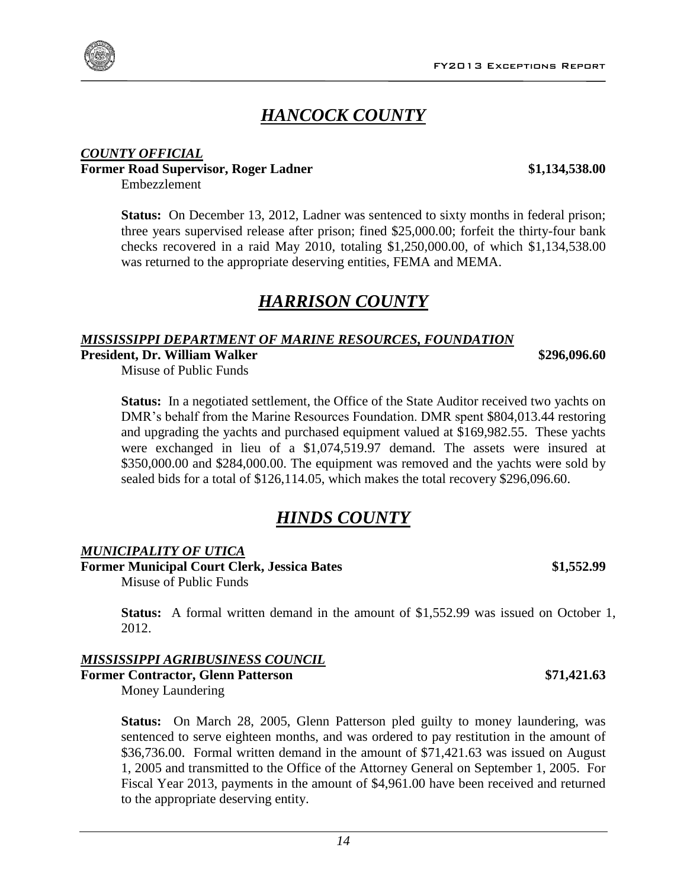## *HANCOCK COUNTY*

***COUNTY OFFICIAL***

**Former Road Supervisor, Roger Ladner** **$1,134,538.00**

Embezzlement

**Status:** On December 13, 2012, Ladner was sentenced to sixty months in federal prison; three years supervised release after prison; fined $25,000.00; forfeit the thirty-four bank checks recovered in a raid May 2010, totaling $1,250,000.00, of which $1,134,538.00 was returned to the appropriate deserving entities, FEMA and MEMA.

## *HARRISON COUNTY*

***MISSISSIPPI DEPARTMENT OF MARINE RESOURCES, FOUNDATION***

**President, Dr. William Walker** **$296,096.60**

Misuse of Public Funds

**Status:** In a negotiated settlement, the Office of the State Auditor received two yachts on DMR's behalf from the Marine Resources Foundation. DMR spent $804,013.44 restoring and upgrading the yachts and purchased equipment valued at $169,982.55. These yachts were exchanged in lieu of a $1,074,519.97 demand. The assets were insured at $350,000.00 and $284,000.00. The equipment was removed and the yachts were sold by sealed bids for a total of $126,114.05, which makes the total recovery $296,096.60.

## *HINDS COUNTY*

***MUNICIPALITY OF UTICA***

**Former Municipal Court Clerk, Jessica Bates** **$1,552.99**

Misuse of Public Funds

**Status:** A formal written demand in the amount of $1,552.99 was issued on October 1, 2012.

***MISSISSIPPI AGRIBUSINESS COUNCIL***

**Former Contractor, Glenn Patterson** **$71,421.63**

Money Laundering

**Status:** On March 28, 2005, Glenn Patterson pled guilty to money laundering, was sentenced to serve eighteen months, and was ordered to pay restitution in the amount of $36,736.00. Formal written demand in the amount of $71,421.63 was issued on August 1, 2005 and transmitted to the Office of the Attorney General on September 1, 2005. For Fiscal Year 2013, payments in the amount of $4,961.00 have been received and returned to the appropriate deserving entity.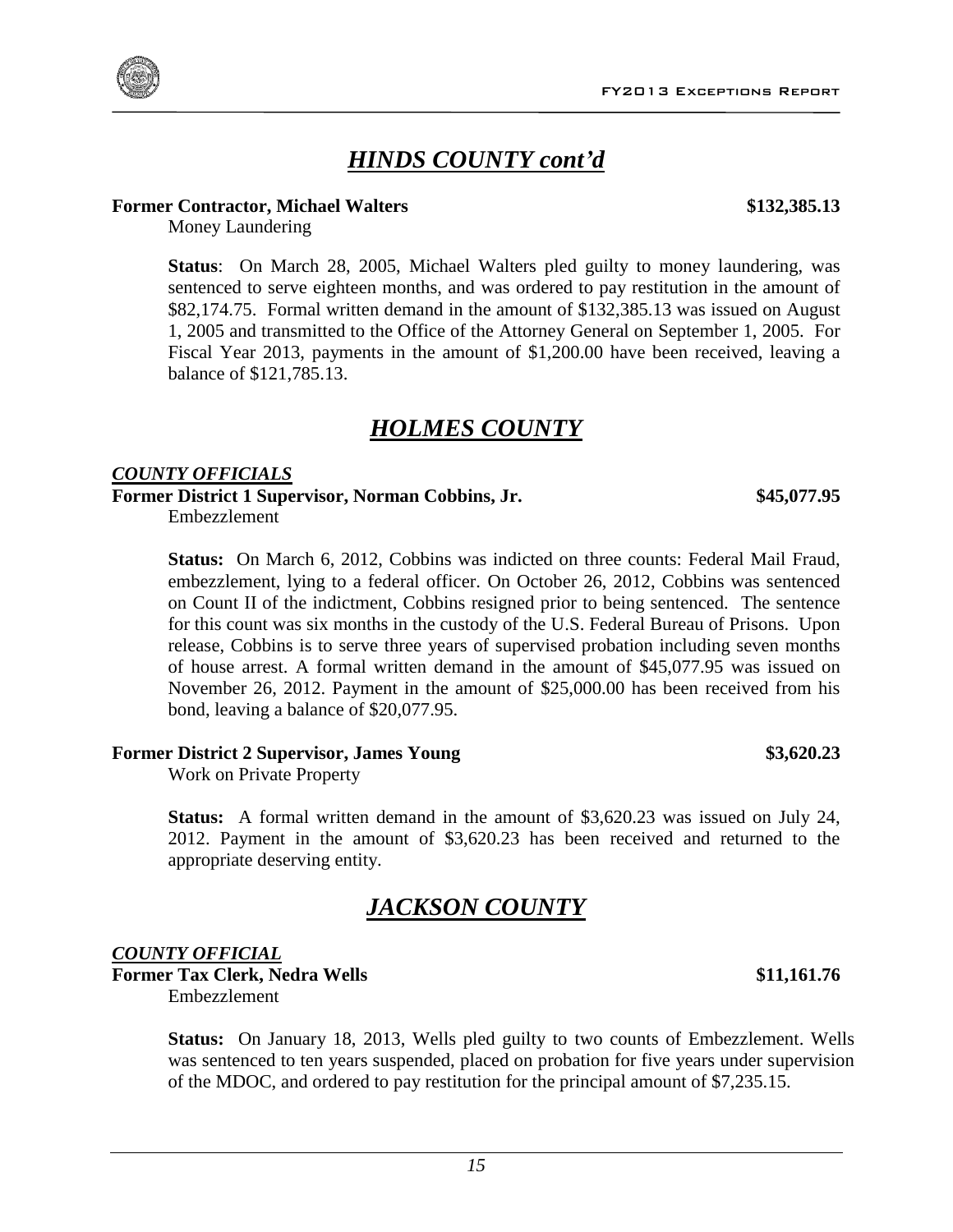## *HINDS COUNTY cont'd*

**Former Contractor, Michael Walters** **$132,385.13**

Money Laundering

**Status**: On March 28, 2005, Michael Walters pled guilty to money laundering, was sentenced to serve eighteen months, and was ordered to pay restitution in the amount of $82,174.75. Formal written demand in the amount of $132,385.13 was issued on August 1, 2005 and transmitted to the Office of the Attorney General on September 1, 2005. For Fiscal Year 2013, payments in the amount of $1,200.00 have been received, leaving a balance of $121,785.13.

## *HOLMES COUNTY*

### *COUNTY OFFICIALS*

**Former District 1 Supervisor, Norman Cobbins, Jr.** **$45,077.95**

Embezzlement

**Status:** On March 6, 2012, Cobbins was indicted on three counts: Federal Mail Fraud, embezzlement, lying to a federal officer. On October 26, 2012, Cobbins was sentenced on Count II of the indictment, Cobbins resigned prior to being sentenced. The sentence for this count was six months in the custody of the U.S. Federal Bureau of Prisons. Upon release, Cobbins is to serve three years of supervised probation including seven months of house arrest. A formal written demand in the amount of $45,077.95 was issued on November 26, 2012. Payment in the amount of $25,000.00 has been received from his bond, leaving a balance of $20,077.95.

**Former District 2 Supervisor, James Young** **$3,620.23**

Work on Private Property

**Status:** A formal written demand in the amount of $3,620.23 was issued on July 24, 2012. Payment in the amount of $3,620.23 has been received and returned to the appropriate deserving entity.

## *JACKSON COUNTY*

### *COUNTY OFFICIAL*

**Former Tax Clerk, Nedra Wells** **$11,161.76**

Embezzlement

**Status:** On January 18, 2013, Wells pled guilty to two counts of Embezzlement. Wells was sentenced to ten years suspended, placed on probation for five years under supervision of the MDOC, and ordered to pay restitution for the principal amount of $7,235.15.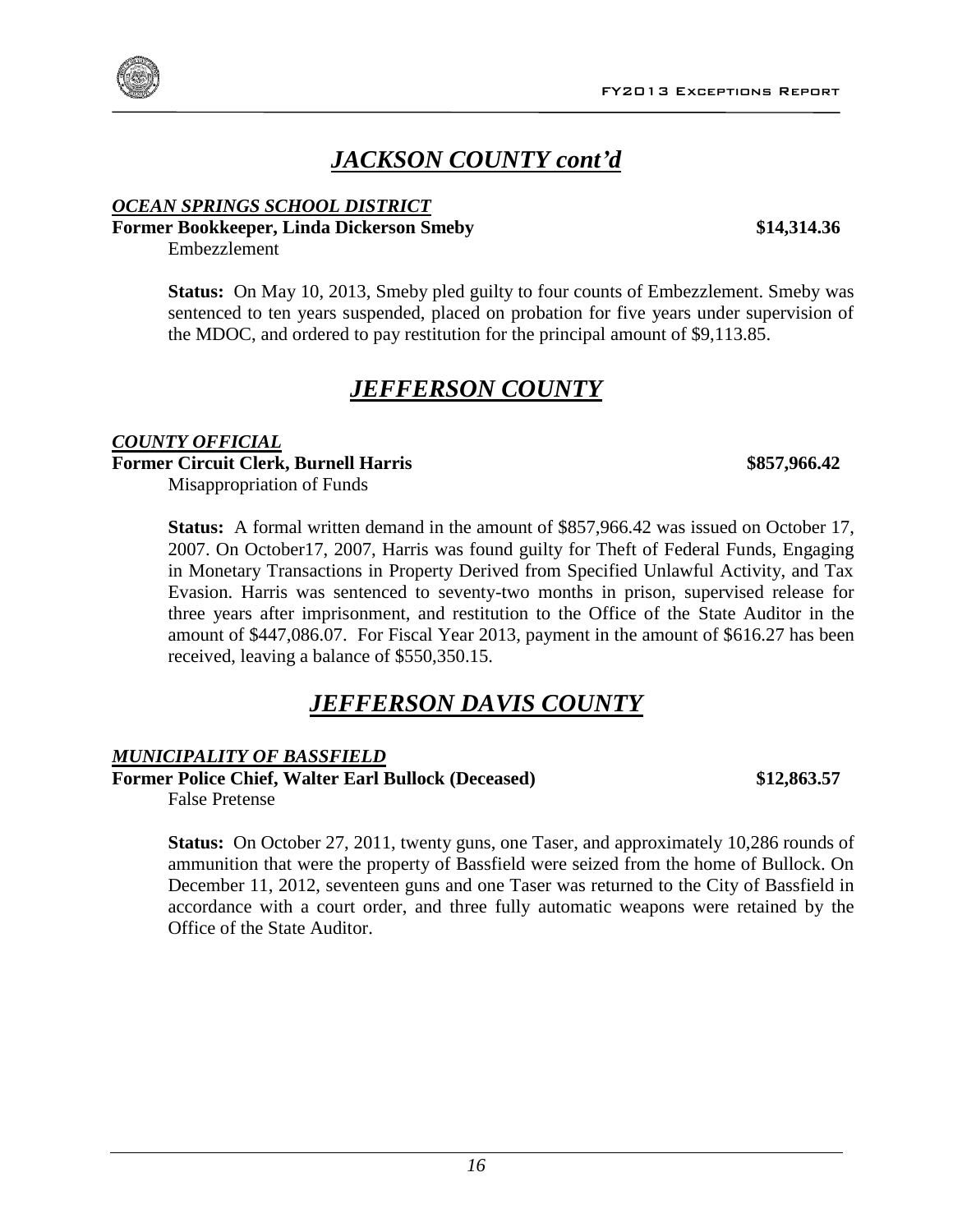## *JACKSON COUNTY cont'd*

***OCEAN SPRINGS SCHOOL DISTRICT***

**Former Bookkeeper, Linda Dickerson Smeby** **$14,314.36**

Embezzlement

**Status:** On May 10, 2013, Smeby pled guilty to four counts of Embezzlement. Smeby was sentenced to ten years suspended, placed on probation for five years under supervision of the MDOC, and ordered to pay restitution for the principal amount of $9,113.85.

## *JEFFERSON COUNTY*

***COUNTY OFFICIAL***

**Former Circuit Clerk, Burnell Harris** **$857,966.42**

Misappropriation of Funds

**Status:** A formal written demand in the amount of $857,966.42 was issued on October 17, 2007. On October17, 2007, Harris was found guilty for Theft of Federal Funds, Engaging in Monetary Transactions in Property Derived from Specified Unlawful Activity, and Tax Evasion. Harris was sentenced to seventy-two months in prison, supervised release for three years after imprisonment, and restitution to the Office of the State Auditor in the amount of $447,086.07. For Fiscal Year 2013, payment in the amount of $616.27 has been received, leaving a balance of $550,350.15.

## *JEFFERSON DAVIS COUNTY*

***MUNICIPALITY OF BASSFIELD***

**Former Police Chief, Walter Earl Bullock (Deceased)** **$12,863.57**

False Pretense

**Status:** On October 27, 2011, twenty guns, one Taser, and approximately 10,286 rounds of ammunition that were the property of Bassfield were seized from the home of Bullock. On December 11, 2012, seventeen guns and one Taser was returned to the City of Bassfield in accordance with a court order, and three fully automatic weapons were retained by the Office of the State Auditor.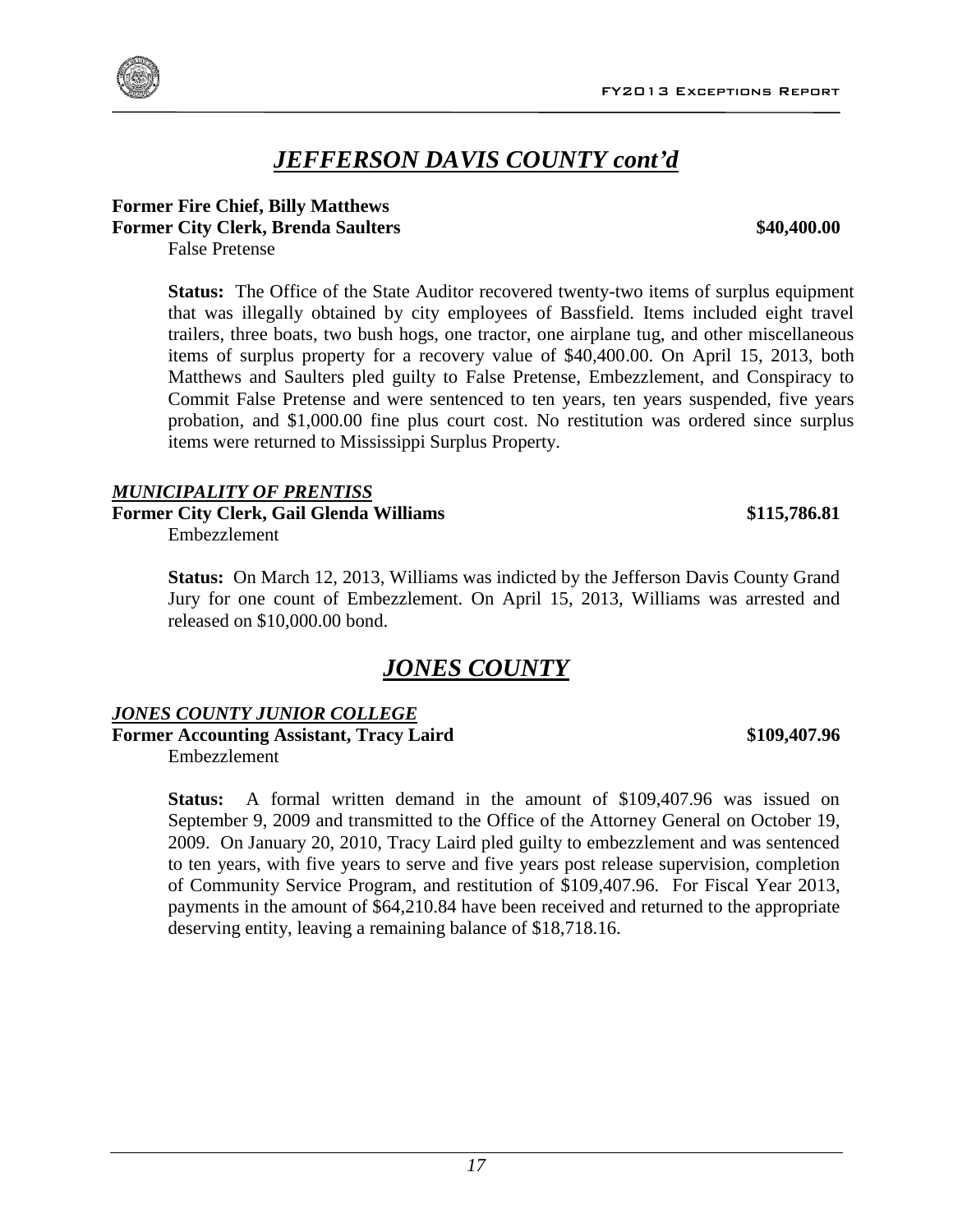# *JEFFERSON DAVIS COUNTY cont'd*

**Former Fire Chief, Billy Matthews**
**Former City Clerk, Brenda Saulters** **$40,400.00**
False Pretense

**Status:** The Office of the State Auditor recovered twenty-two items of surplus equipment that was illegally obtained by city employees of Bassfield. Items included eight travel trailers, three boats, two bush hogs, one tractor, one airplane tug, and other miscellaneous items of surplus property for a recovery value of $40,400.00. On April 15, 2013, both Matthews and Saulters pled guilty to False Pretense, Embezzlement, and Conspiracy to Commit False Pretense and were sentenced to ten years, ten years suspended, five years probation, and $1,000.00 fine plus court cost. No restitution was ordered since surplus items were returned to Mississippi Surplus Property.

***MUNICIPALITY OF PRENTISS***

**Former City Clerk, Gail Glenda Williams** **$115,786.81**
Embezzlement

**Status:** On March 12, 2013, Williams was indicted by the Jefferson Davis County Grand Jury for one count of Embezzlement. On April 15, 2013, Williams was arrested and released on $10,000.00 bond.

# *JONES COUNTY*

***JONES COUNTY JUNIOR COLLEGE***

**Former Accounting Assistant, Tracy Laird** **$109,407.96**
Embezzlement

**Status:** A formal written demand in the amount of $109,407.96 was issued on September 9, 2009 and transmitted to the Office of the Attorney General on October 19, 2009. On January 20, 2010, Tracy Laird pled guilty to embezzlement and was sentenced to ten years, with five years to serve and five years post release supervision, completion of Community Service Program, and restitution of $109,407.96. For Fiscal Year 2013, payments in the amount of $64,210.84 have been received and returned to the appropriate deserving entity, leaving a remaining balance of $18,718.16.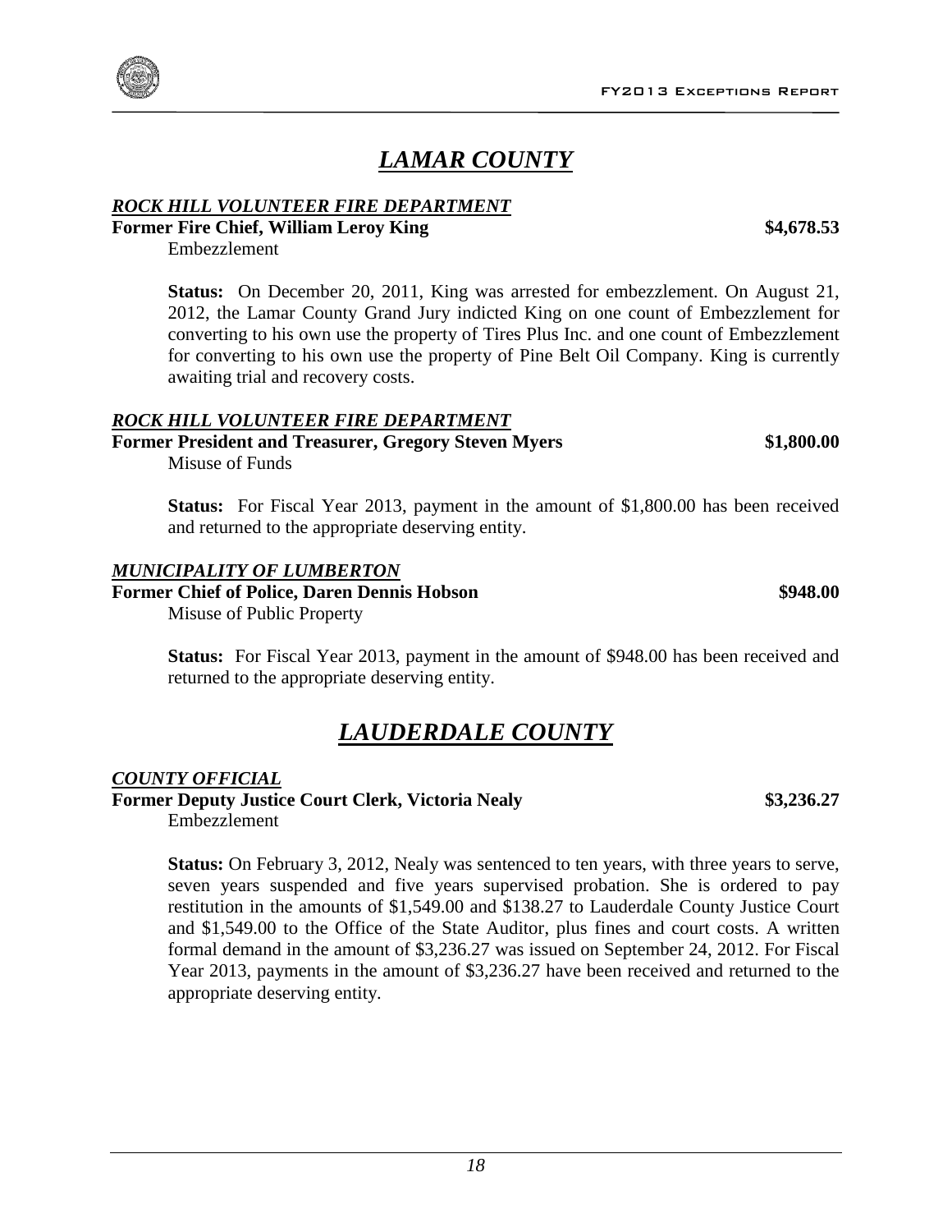# *LAMAR COUNTY*

***ROCK HILL VOLUNTEER FIRE DEPARTMENT***

**Former Fire Chief, William Leroy King** **\$4,678.53**

Embezzlement

**Status:** On December 20, 2011, King was arrested for embezzlement. On August 21, 2012, the Lamar County Grand Jury indicted King on one count of Embezzlement for converting to his own use the property of Tires Plus Inc. and one count of Embezzlement for converting to his own use the property of Pine Belt Oil Company. King is currently awaiting trial and recovery costs.

***ROCK HILL VOLUNTEER FIRE DEPARTMENT***

**Former President and Treasurer, Gregory Steven Myers** **\$1,800.00**

Misuse of Funds

**Status:** For Fiscal Year 2013, payment in the amount of \$1,800.00 has been received and returned to the appropriate deserving entity.

***MUNICIPALITY OF LUMBERTON***

**Former Chief of Police, Daren Dennis Hobson** **\$948.00**

Misuse of Public Property

**Status:** For Fiscal Year 2013, payment in the amount of \$948.00 has been received and returned to the appropriate deserving entity.

# *LAUDERDALE COUNTY*

***COUNTY OFFICIAL***

**Former Deputy Justice Court Clerk, Victoria Nealy** **\$3,236.27**

Embezzlement

**Status:** On February 3, 2012, Nealy was sentenced to ten years, with three years to serve, seven years suspended and five years supervised probation. She is ordered to pay restitution in the amounts of \$1,549.00 and \$138.27 to Lauderdale County Justice Court and \$1,549.00 to the Office of the State Auditor, plus fines and court costs. A written formal demand in the amount of \$3,236.27 was issued on September 24, 2012. For Fiscal Year 2013, payments in the amount of \$3,236.27 have been received and returned to the appropriate deserving entity.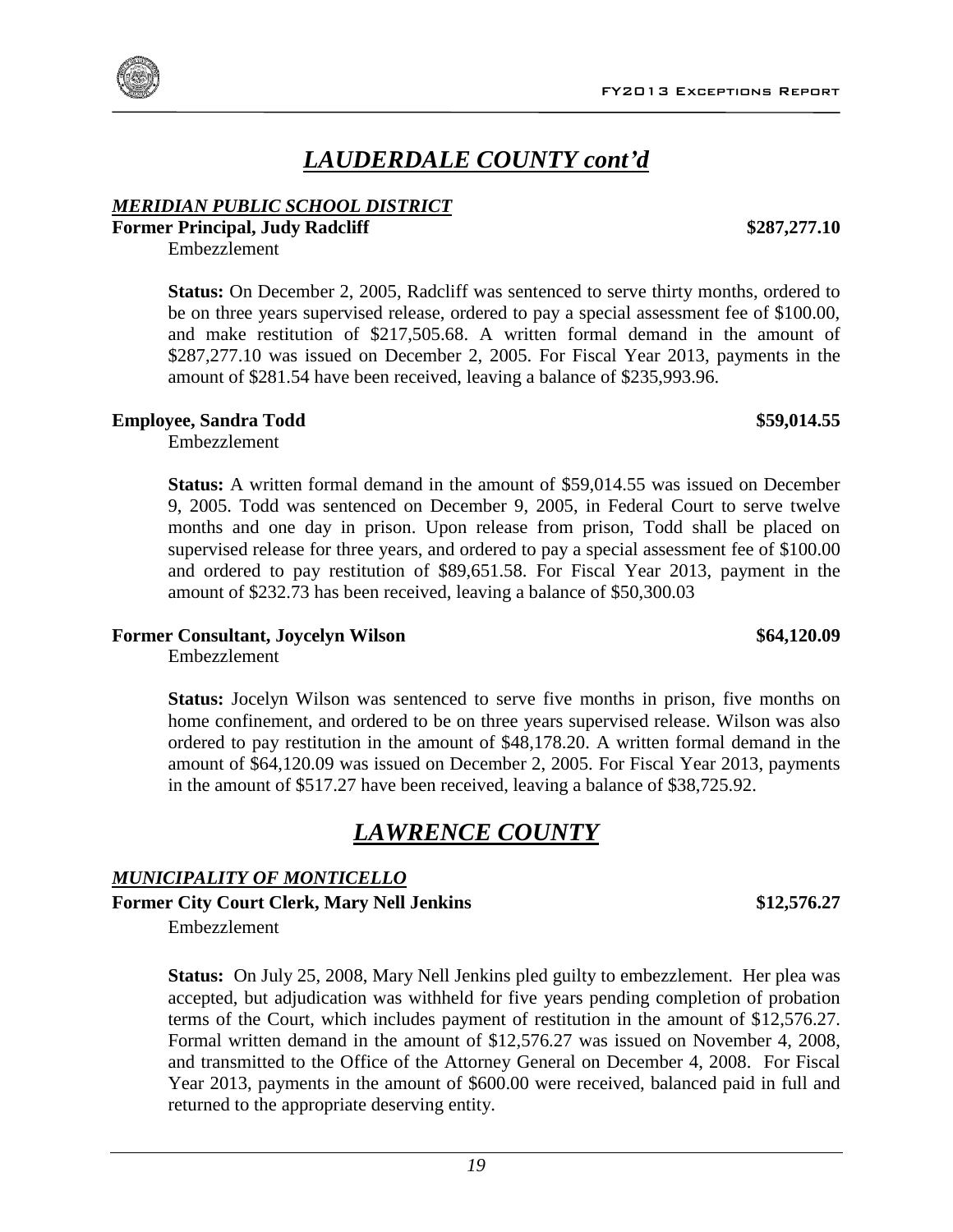# *LAUDERDALE COUNTY cont'd*

***MERIDIAN PUBLIC SCHOOL DISTRICT***

**Former Principal, Judy Radcliff** **$287,277.10**

Embezzlement

**Status:** On December 2, 2005, Radcliff was sentenced to serve thirty months, ordered to be on three years supervised release, ordered to pay a special assessment fee of $100.00, and make restitution of $217,505.68. A written formal demand in the amount of $287,277.10 was issued on December 2, 2005. For Fiscal Year 2013, payments in the amount of $281.54 have been received, leaving a balance of $235,993.96.

**Employee, Sandra Todd** **$59,014.55**

Embezzlement

**Status:** A written formal demand in the amount of $59,014.55 was issued on December 9, 2005. Todd was sentenced on December 9, 2005, in Federal Court to serve twelve months and one day in prison. Upon release from prison, Todd shall be placed on supervised release for three years, and ordered to pay a special assessment fee of $100.00 and ordered to pay restitution of $89,651.58. For Fiscal Year 2013, payment in the amount of $232.73 has been received, leaving a balance of $50,300.03

**Former Consultant, Joycelyn Wilson** **$64,120.09**

Embezzlement

**Status:** Jocelyn Wilson was sentenced to serve five months in prison, five months on home confinement, and ordered to be on three years supervised release. Wilson was also ordered to pay restitution in the amount of $48,178.20. A written formal demand in the amount of $64,120.09 was issued on December 2, 2005. For Fiscal Year 2013, payments in the amount of $517.27 have been received, leaving a balance of $38,725.92.

# *LAWRENCE COUNTY*

***MUNICIPALITY OF MONTICELLO***

**Former City Court Clerk, Mary Nell Jenkins** **$12,576.27**

Embezzlement

**Status:** On July 25, 2008, Mary Nell Jenkins pled guilty to embezzlement. Her plea was accepted, but adjudication was withheld for five years pending completion of probation terms of the Court, which includes payment of restitution in the amount of $12,576.27. Formal written demand in the amount of $12,576.27 was issued on November 4, 2008, and transmitted to the Office of the Attorney General on December 4, 2008. For Fiscal Year 2013, payments in the amount of $600.00 were received, balanced paid in full and returned to the appropriate deserving entity.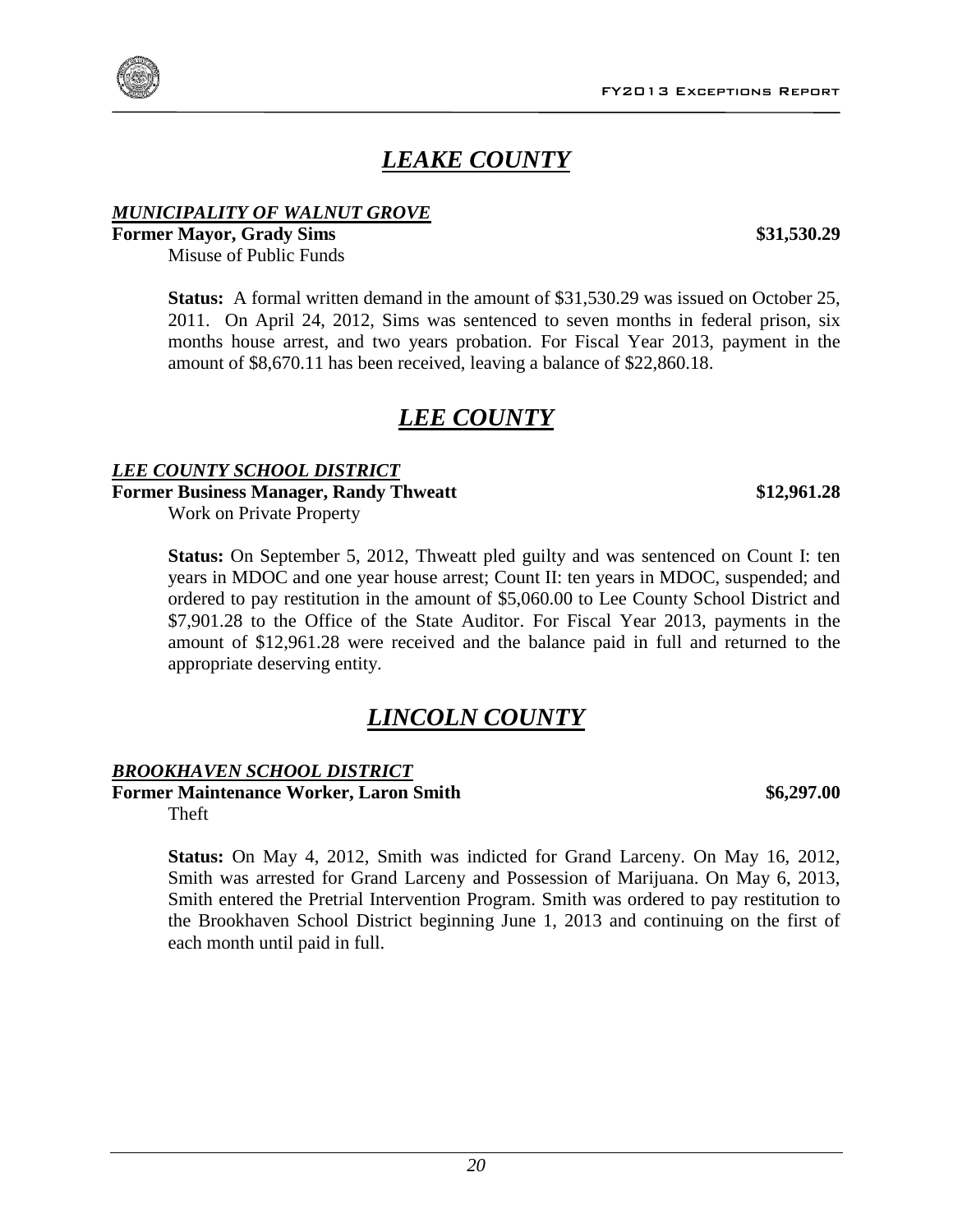# ***LEAKE COUNTY***

***MUNICIPALITY OF WALNUT GROVE***

**Former Mayor, Grady Sims** **$31,530.29**

Misuse of Public Funds

**Status:** A formal written demand in the amount of $31,530.29 was issued on October 25, 2011. On April 24, 2012, Sims was sentenced to seven months in federal prison, six months house arrest, and two years probation. For Fiscal Year 2013, payment in the amount of $8,670.11 has been received, leaving a balance of $22,860.18.

# ***LEE COUNTY***

***LEE COUNTY SCHOOL DISTRICT***

**Former Business Manager, Randy Thweatt** **$12,961.28**

Work on Private Property

**Status:** On September 5, 2012, Thweatt pled guilty and was sentenced on Count I: ten years in MDOC and one year house arrest; Count II: ten years in MDOC, suspended; and ordered to pay restitution in the amount of $5,060.00 to Lee County School District and $7,901.28 to the Office of the State Auditor. For Fiscal Year 2013, payments in the amount of $12,961.28 were received and the balance paid in full and returned to the appropriate deserving entity.

# ***LINCOLN COUNTY***

***BROOKHAVEN SCHOOL DISTRICT***

**Former Maintenance Worker, Laron Smith** **$6,297.00**

Theft

**Status:** On May 4, 2012, Smith was indicted for Grand Larceny. On May 16, 2012, Smith was arrested for Grand Larceny and Possession of Marijuana. On May 6, 2013, Smith entered the Pretrial Intervention Program. Smith was ordered to pay restitution to the Brookhaven School District beginning June 1, 2013 and continuing on the first of each month until paid in full.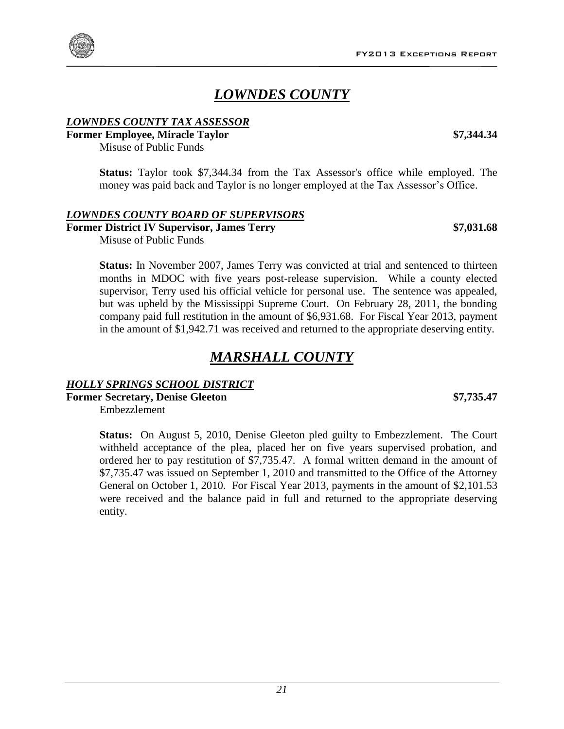# *LOWNDES COUNTY*

### ***LOWNDES COUNTY TAX ASSESSOR***

**Former Employee, Miracle Taylor** **$7,344.34**

Misuse of Public Funds

**Status:** Taylor took $7,344.34 from the Tax Assessor's office while employed. The money was paid back and Taylor is no longer employed at the Tax Assessor's Office.

### ***LOWNDES COUNTY BOARD OF SUPERVISORS***

**Former District IV Supervisor, James Terry** **$7,031.68**

Misuse of Public Funds

**Status:** In November 2007, James Terry was convicted at trial and sentenced to thirteen months in MDOC with five years post-release supervision. While a county elected supervisor, Terry used his official vehicle for personal use. The sentence was appealed, but was upheld by the Mississippi Supreme Court. On February 28, 2011, the bonding company paid full restitution in the amount of $6,931.68. For Fiscal Year 2013, payment in the amount of $1,942.71 was received and returned to the appropriate deserving entity.

# *MARSHALL COUNTY*

### ***HOLLY SPRINGS SCHOOL DISTRICT***

**Former Secretary, Denise Gleeton** **$7,735.47**

Embezzlement

**Status:** On August 5, 2010, Denise Gleeton pled guilty to Embezzlement. The Court withheld acceptance of the plea, placed her on five years supervised probation, and ordered her to pay restitution of $7,735.47. A formal written demand in the amount of $7,735.47 was issued on September 1, 2010 and transmitted to the Office of the Attorney General on October 1, 2010. For Fiscal Year 2013, payments in the amount of $2,101.53 were received and the balance paid in full and returned to the appropriate deserving entity.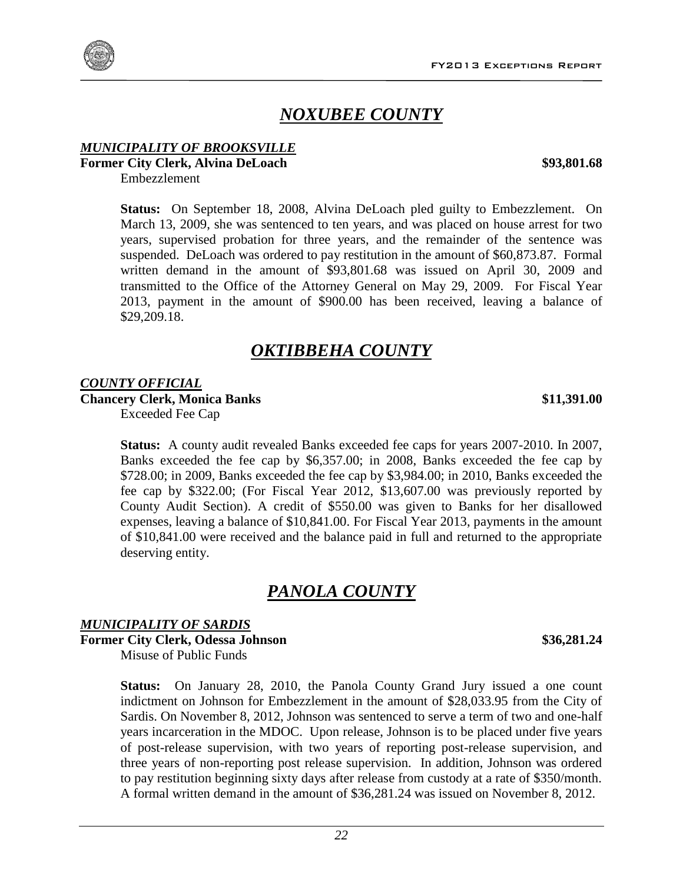## *NOXUBEE COUNTY*

### *MUNICIPALITY OF BROOKSVILLE*

**Former City Clerk, Alvina DeLoach** **$93,801.68**

Embezzlement

**Status:** On September 18, 2008, Alvina DeLoach pled guilty to Embezzlement. On March 13, 2009, she was sentenced to ten years, and was placed on house arrest for two years, supervised probation for three years, and the remainder of the sentence was suspended. DeLoach was ordered to pay restitution in the amount of $60,873.87. Formal written demand in the amount of $93,801.68 was issued on April 30, 2009 and transmitted to the Office of the Attorney General on May 29, 2009. For Fiscal Year 2013, payment in the amount of $900.00 has been received, leaving a balance of $29,209.18.

## *OKTIBBEHA COUNTY*

### *COUNTY OFFICIAL*

**Chancery Clerk, Monica Banks** **$11,391.00**

Exceeded Fee Cap

**Status:** A county audit revealed Banks exceeded fee caps for years 2007-2010. In 2007, Banks exceeded the fee cap by $6,357.00; in 2008, Banks exceeded the fee cap by $728.00; in 2009, Banks exceeded the fee cap by $3,984.00; in 2010, Banks exceeded the fee cap by $322.00; (For Fiscal Year 2012, $13,607.00 was previously reported by County Audit Section). A credit of $550.00 was given to Banks for her disallowed expenses, leaving a balance of $10,841.00. For Fiscal Year 2013, payments in the amount of $10,841.00 were received and the balance paid in full and returned to the appropriate deserving entity.

## *PANOLA COUNTY*

### *MUNICIPALITY OF SARDIS*

**Former City Clerk, Odessa Johnson** **$36,281.24**

Misuse of Public Funds

**Status:** On January 28, 2010, the Panola County Grand Jury issued a one count indictment on Johnson for Embezzlement in the amount of $28,033.95 from the City of Sardis. On November 8, 2012, Johnson was sentenced to serve a term of two and one-half years incarceration in the MDOC. Upon release, Johnson is to be placed under five years of post-release supervision, with two years of reporting post-release supervision, and three years of non-reporting post release supervision. In addition, Johnson was ordered to pay restitution beginning sixty days after release from custody at a rate of $350/month. A formal written demand in the amount of $36,281.24 was issued on November 8, 2012.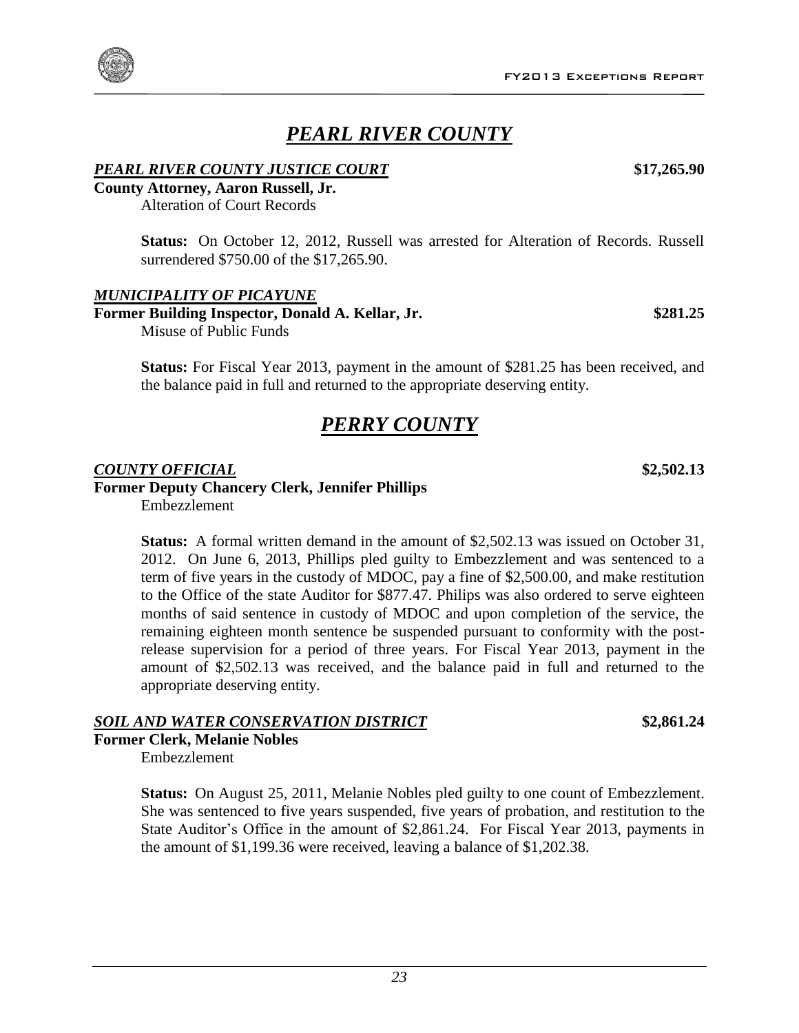# *PEARL RIVER COUNTY*

***PEARL RIVER COUNTY JUSTICE COURT*** **$17,265.90**

**County Attorney, Aaron Russell, Jr.**
Alteration of Court Records

> **Status:** On October 12, 2012, Russell was arrested for Alteration of Records. Russell surrendered $750.00 of the $17,265.90.

***MUNICIPALITY OF PICAYUNE***

**Former Building Inspector, Donald A. Kellar, Jr.** **$281.25**
Misuse of Public Funds

> **Status:** For Fiscal Year 2013, payment in the amount of $281.25 has been received, and the balance paid in full and returned to the appropriate deserving entity.

# *PERRY COUNTY*

***COUNTY OFFICIAL*** **$2,502.13**

**Former Deputy Chancery Clerk, Jennifer Phillips**
Embezzlement

> **Status:** A formal written demand in the amount of $2,502.13 was issued on October 31, 2012. On June 6, 2013, Phillips pled guilty to Embezzlement and was sentenced to a term of five years in the custody of MDOC, pay a fine of $2,500.00, and make restitution to the Office of the state Auditor for $877.47. Philips was also ordered to serve eighteen months of said sentence in custody of MDOC and upon completion of the service, the remaining eighteen month sentence be suspended pursuant to conformity with the post-release supervision for a period of three years. For Fiscal Year 2013, payment in the amount of $2,502.13 was received, and the balance paid in full and returned to the appropriate deserving entity.

***SOIL AND WATER CONSERVATION DISTRICT*** **$2,861.24**

**Former Clerk, Melanie Nobles**
Embezzlement

> **Status:** On August 25, 2011, Melanie Nobles pled guilty to one count of Embezzlement. She was sentenced to five years suspended, five years of probation, and restitution to the State Auditor's Office in the amount of $2,861.24. For Fiscal Year 2013, payments in the amount of $1,199.36 were received, leaving a balance of $1,202.38.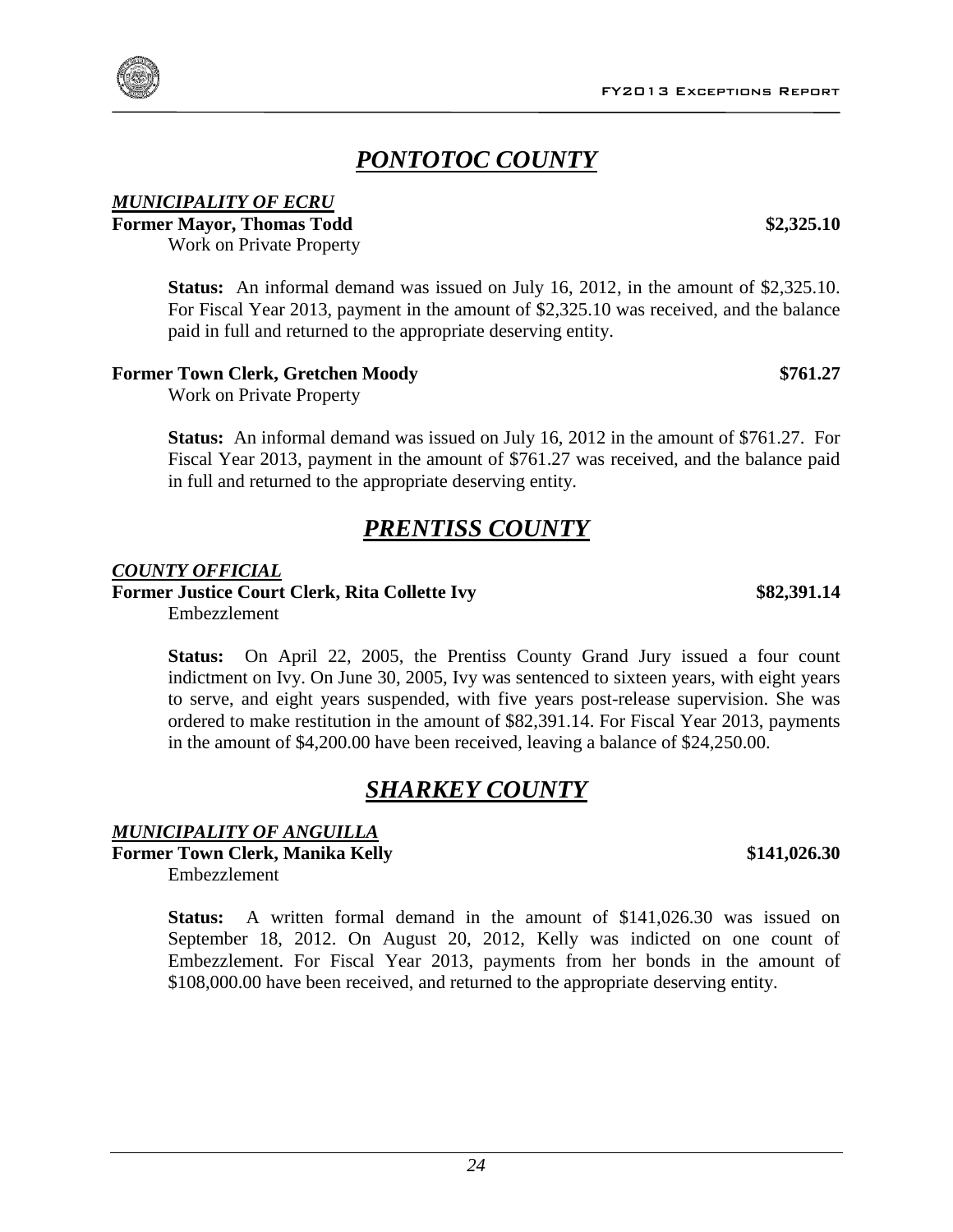# *PONTOTOC COUNTY*

***MUNICIPALITY OF ECRU***

**Former Mayor, Thomas Todd** **\$2,325.10**

Work on Private Property

**Status:** An informal demand was issued on July 16, 2012, in the amount of \$2,325.10. For Fiscal Year 2013, payment in the amount of \$2,325.10 was received, and the balance paid in full and returned to the appropriate deserving entity.

**Former Town Clerk, Gretchen Moody** **\$761.27**

Work on Private Property

**Status:** An informal demand was issued on July 16, 2012 in the amount of \$761.27. For Fiscal Year 2013, payment in the amount of \$761.27 was received, and the balance paid in full and returned to the appropriate deserving entity.

# *PRENTISS COUNTY*

***COUNTY OFFICIAL***

**Former Justice Court Clerk, Rita Collette Ivy** **\$82,391.14**

Embezzlement

**Status:** On April 22, 2005, the Prentiss County Grand Jury issued a four count indictment on Ivy. On June 30, 2005, Ivy was sentenced to sixteen years, with eight years to serve, and eight years suspended, with five years post-release supervision. She was ordered to make restitution in the amount of \$82,391.14. For Fiscal Year 2013, payments in the amount of \$4,200.00 have been received, leaving a balance of \$24,250.00.

# *SHARKEY COUNTY*

***MUNICIPALITY OF ANGUILLA***

**Former Town Clerk, Manika Kelly** **\$141,026.30**

Embezzlement

**Status:** A written formal demand in the amount of \$141,026.30 was issued on September 18, 2012. On August 20, 2012, Kelly was indicted on one count of Embezzlement. For Fiscal Year 2013, payments from her bonds in the amount of \$108,000.00 have been received, and returned to the appropriate deserving entity.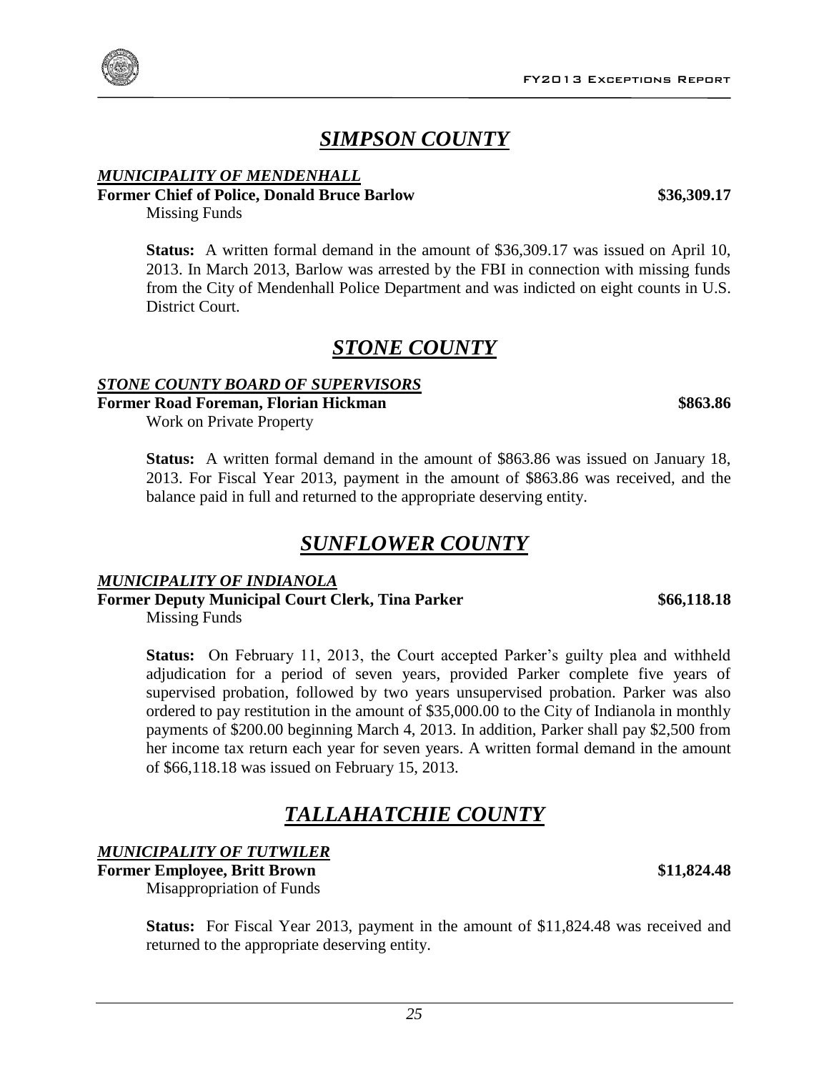## *SIMPSON COUNTY*

### *MUNICIPALITY OF MENDENHALL*

**Former Chief of Police, Donald Bruce Barlow** **$36,309.17**

Missing Funds

**Status:** A written formal demand in the amount of $36,309.17 was issued on April 10, 2013. In March 2013, Barlow was arrested by the FBI in connection with missing funds from the City of Mendenhall Police Department and was indicted on eight counts in U.S. District Court.

## *STONE COUNTY*

### *STONE COUNTY BOARD OF SUPERVISORS*

**Former Road Foreman, Florian Hickman** **$863.86**

Work on Private Property

**Status:** A written formal demand in the amount of $863.86 was issued on January 18, 2013. For Fiscal Year 2013, payment in the amount of $863.86 was received, and the balance paid in full and returned to the appropriate deserving entity.

## *SUNFLOWER COUNTY*

### *MUNICIPALITY OF INDIANOLA*

**Former Deputy Municipal Court Clerk, Tina Parker** **$66,118.18**

Missing Funds

**Status:** On February 11, 2013, the Court accepted Parker's guilty plea and withheld adjudication for a period of seven years, provided Parker complete five years of supervised probation, followed by two years unsupervised probation. Parker was also ordered to pay restitution in the amount of $35,000.00 to the City of Indianola in monthly payments of $200.00 beginning March 4, 2013. In addition, Parker shall pay $2,500 from her income tax return each year for seven years. A written formal demand in the amount of $66,118.18 was issued on February 15, 2013.

## *TALLAHATCHIE COUNTY*

### *MUNICIPALITY OF TUTWILER*

**Former Employee, Britt Brown** **$11,824.48**

Misappropriation of Funds

**Status:** For Fiscal Year 2013, payment in the amount of $11,824.48 was received and returned to the appropriate deserving entity.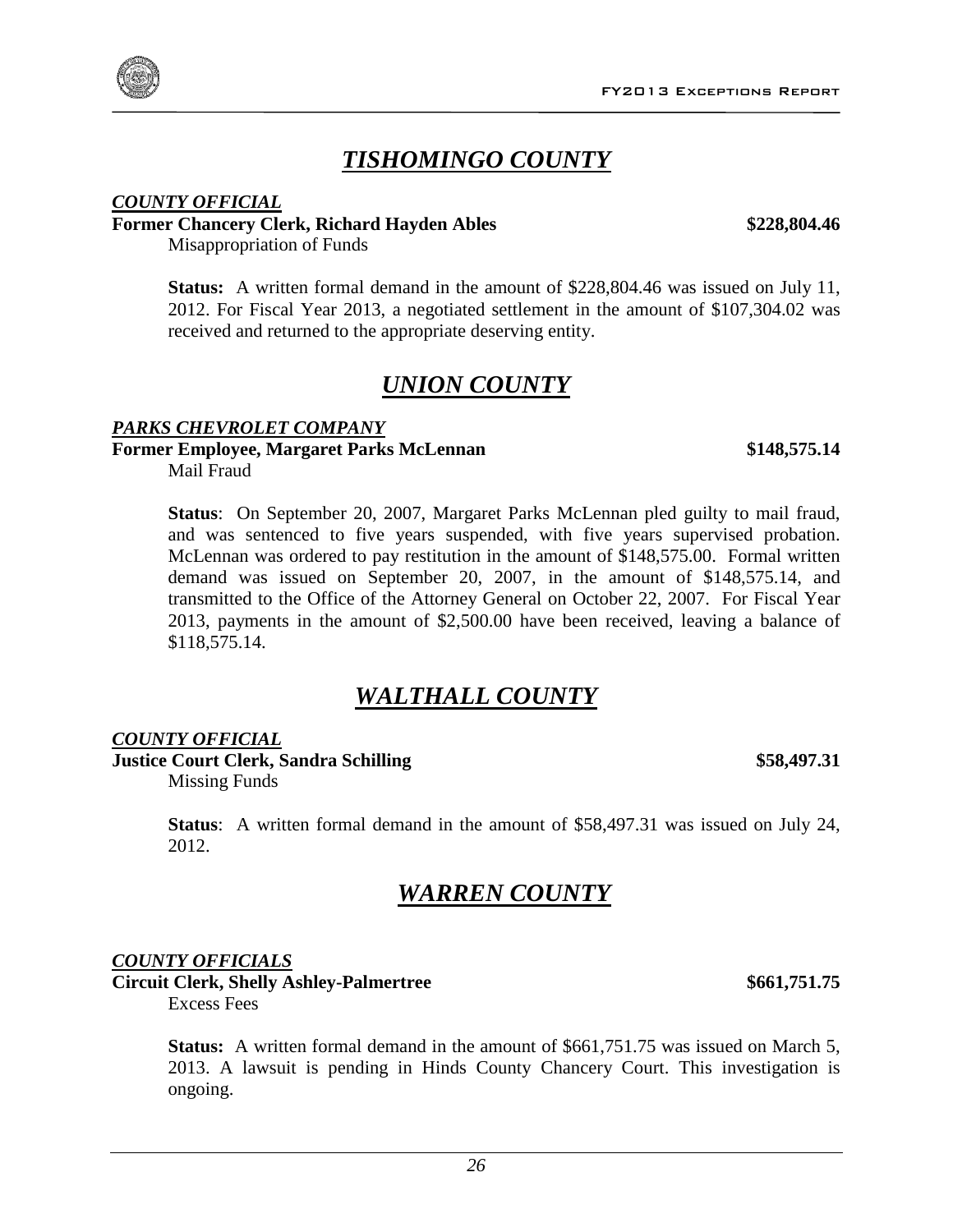# *TISHOMINGO COUNTY*

***COUNTY OFFICIAL***

**Former Chancery Clerk, Richard Hayden Ables** **$228,804.46**

Misappropriation of Funds

**Status:** A written formal demand in the amount of $228,804.46 was issued on July 11, 2012. For Fiscal Year 2013, a negotiated settlement in the amount of $107,304.02 was received and returned to the appropriate deserving entity.

# *UNION COUNTY*

***PARKS CHEVROLET COMPANY***

**Former Employee, Margaret Parks McLennan** **$148,575.14**

Mail Fraud

**Status**: On September 20, 2007, Margaret Parks McLennan pled guilty to mail fraud, and was sentenced to five years suspended, with five years supervised probation. McLennan was ordered to pay restitution in the amount of $148,575.00. Formal written demand was issued on September 20, 2007, in the amount of $148,575.14, and transmitted to the Office of the Attorney General on October 22, 2007. For Fiscal Year 2013, payments in the amount of $2,500.00 have been received, leaving a balance of $118,575.14.

# *WALTHALL COUNTY*

***COUNTY OFFICIAL***

**Justice Court Clerk, Sandra Schilling** **$58,497.31**

Missing Funds

**Status**: A written formal demand in the amount of $58,497.31 was issued on July 24, 2012.

# *WARREN COUNTY*

***COUNTY OFFICIALS***

**Circuit Clerk, Shelly Ashley-Palmertree** **$661,751.75**

Excess Fees

**Status:** A written formal demand in the amount of $661,751.75 was issued on March 5, 2013. A lawsuit is pending in Hinds County Chancery Court. This investigation is ongoing.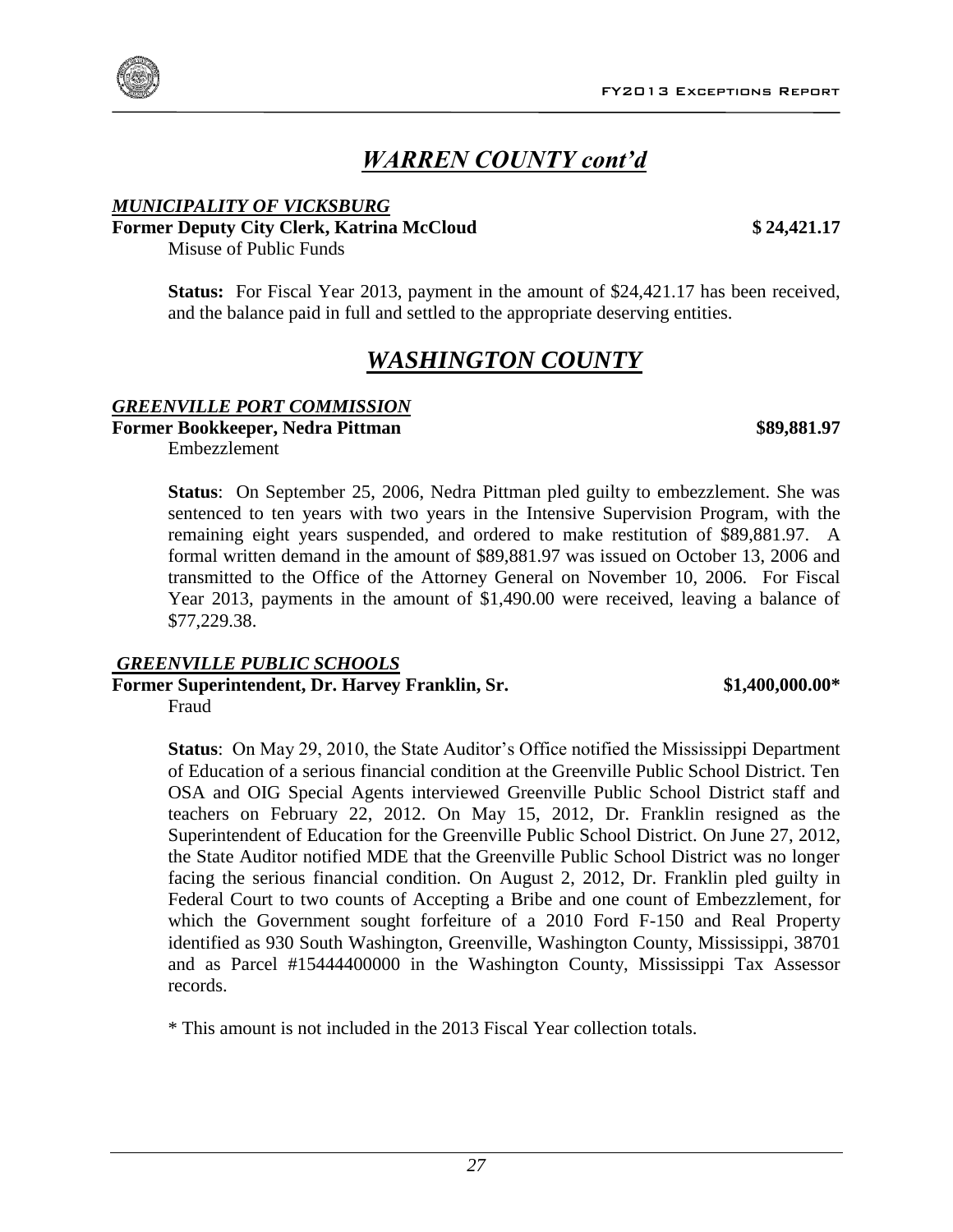## *WARREN COUNTY cont'd*

### *MUNICIPALITY OF VICKSBURG*

**Former Deputy City Clerk, Katrina McCloud** **$ 24,421.17**

Misuse of Public Funds

**Status:** For Fiscal Year 2013, payment in the amount of $24,421.17 has been received, and the balance paid in full and settled to the appropriate deserving entities.

## *WASHINGTON COUNTY*

### *GREENVILLE PORT COMMISSION*

**Former Bookkeeper, Nedra Pittman** **$89,881.97**

Embezzlement

**Status**: On September 25, 2006, Nedra Pittman pled guilty to embezzlement. She was sentenced to ten years with two years in the Intensive Supervision Program, with the remaining eight years suspended, and ordered to make restitution of $89,881.97. A formal written demand in the amount of $89,881.97 was issued on October 13, 2006 and transmitted to the Office of the Attorney General on November 10, 2006. For Fiscal Year 2013, payments in the amount of $1,490.00 were received, leaving a balance of $77,229.38.

### *GREENVILLE PUBLIC SCHOOLS*

**Former Superintendent, Dr. Harvey Franklin, Sr.** **$1,400,000.00***

Fraud

**Status**: On May 29, 2010, the State Auditor's Office notified the Mississippi Department of Education of a serious financial condition at the Greenville Public School District. Ten OSA and OIG Special Agents interviewed Greenville Public School District staff and teachers on February 22, 2012. On May 15, 2012, Dr. Franklin resigned as the Superintendent of Education for the Greenville Public School District. On June 27, 2012, the State Auditor notified MDE that the Greenville Public School District was no longer facing the serious financial condition. On August 2, 2012, Dr. Franklin pled guilty in Federal Court to two counts of Accepting a Bribe and one count of Embezzlement, for which the Government sought forfeiture of a 2010 Ford F-150 and Real Property identified as 930 South Washington, Greenville, Washington County, Mississippi, 38701 and as Parcel #15444400000 in the Washington County, Mississippi Tax Assessor records.

\* This amount is not included in the 2013 Fiscal Year collection totals.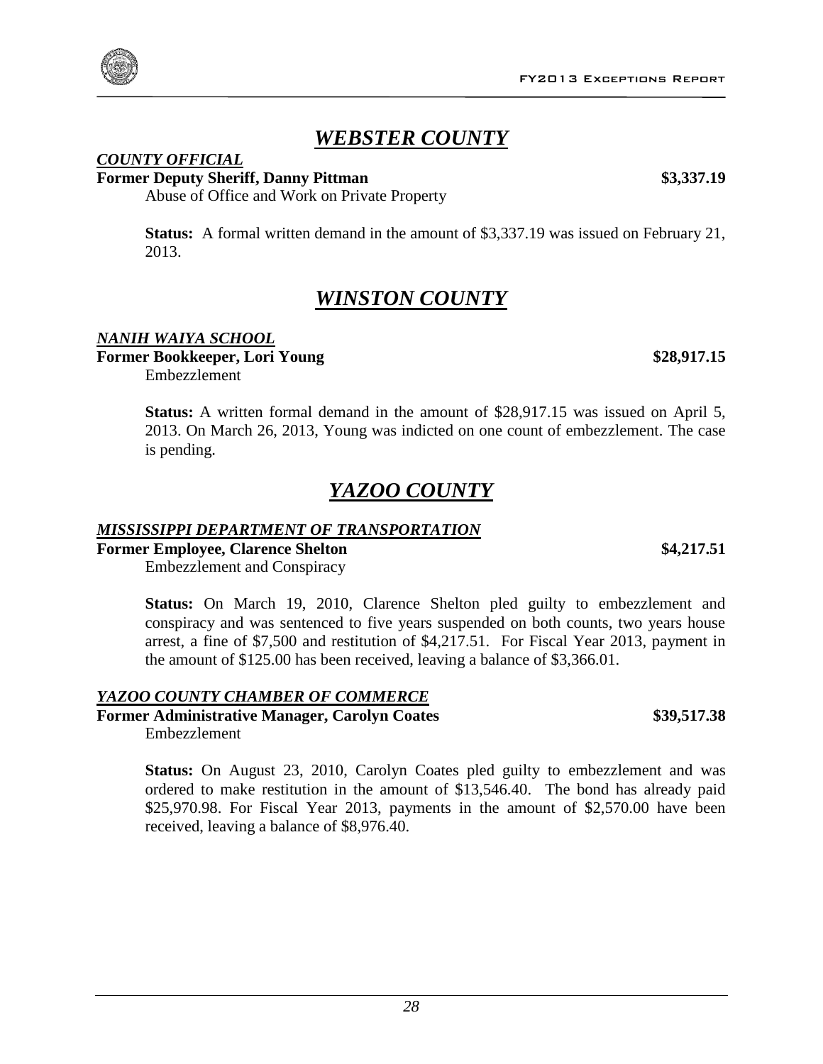## *WEBSTER COUNTY*

***COUNTY OFFICIAL***

**Former Deputy Sheriff, Danny Pittman** **$3,337.19**

Abuse of Office and Work on Private Property

**Status:** A formal written demand in the amount of $3,337.19 was issued on February 21, 2013.

## *WINSTON COUNTY*

***NANIH WAIYA SCHOOL***

**Former Bookkeeper, Lori Young** **$28,917.15**

Embezzlement

**Status:** A written formal demand in the amount of $28,917.15 was issued on April 5, 2013. On March 26, 2013, Young was indicted on one count of embezzlement. The case is pending.

## *YAZOO COUNTY*

***MISSISSIPPI DEPARTMENT OF TRANSPORTATION***

**Former Employee, Clarence Shelton** **$4,217.51**

Embezzlement and Conspiracy

**Status:** On March 19, 2010, Clarence Shelton pled guilty to embezzlement and conspiracy and was sentenced to five years suspended on both counts, two years house arrest, a fine of $7,500 and restitution of $4,217.51. For Fiscal Year 2013, payment in the amount of $125.00 has been received, leaving a balance of $3,366.01.

***YAZOO COUNTY CHAMBER OF COMMERCE***

**Former Administrative Manager, Carolyn Coates** **$39,517.38**

Embezzlement

**Status:** On August 23, 2010, Carolyn Coates pled guilty to embezzlement and was ordered to make restitution in the amount of $13,546.40. The bond has already paid $25,970.98. For Fiscal Year 2013, payments in the amount of $2,570.00 have been received, leaving a balance of $8,976.40.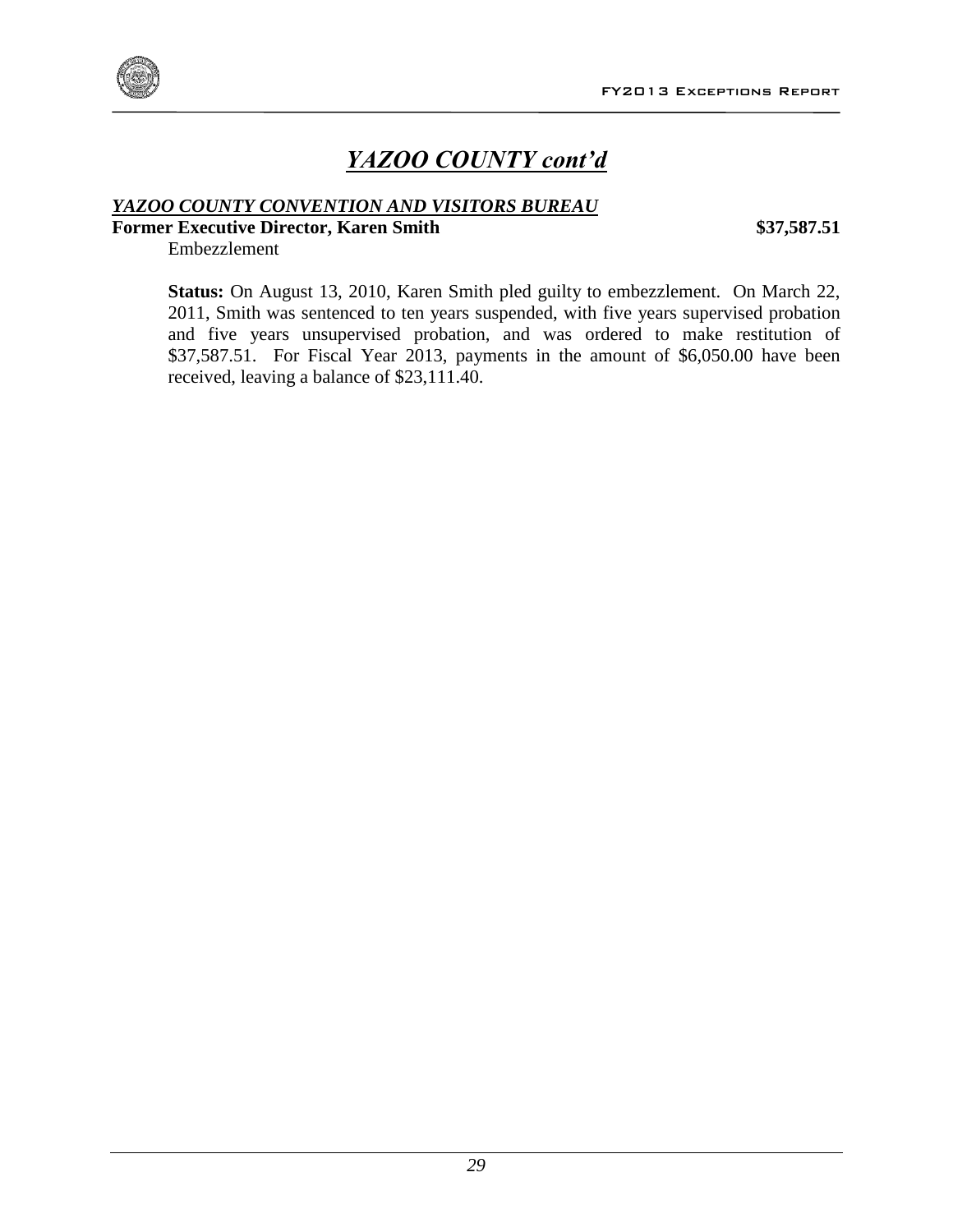# *YAZOO COUNTY cont'd*

***YAZOO COUNTY CONVENTION AND VISITORS BUREAU***

**Former Executive Director, Karen Smith** **$37,587.51**

Embezzlement

**Status:** On August 13, 2010, Karen Smith pled guilty to embezzlement. On March 22, 2011, Smith was sentenced to ten years suspended, with five years supervised probation and five years unsupervised probation, and was ordered to make restitution of $37,587.51. For Fiscal Year 2013, payments in the amount of $6,050.00 have been received, leaving a balance of $23,111.40.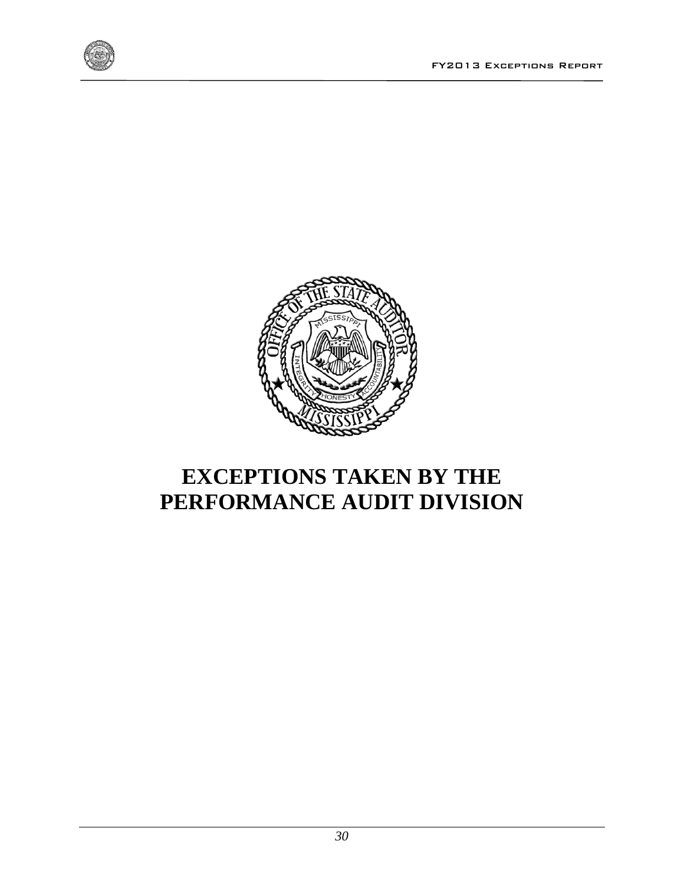# EXCEPTIONS TAKEN BY THE PERFORMANCE AUDIT DIVISION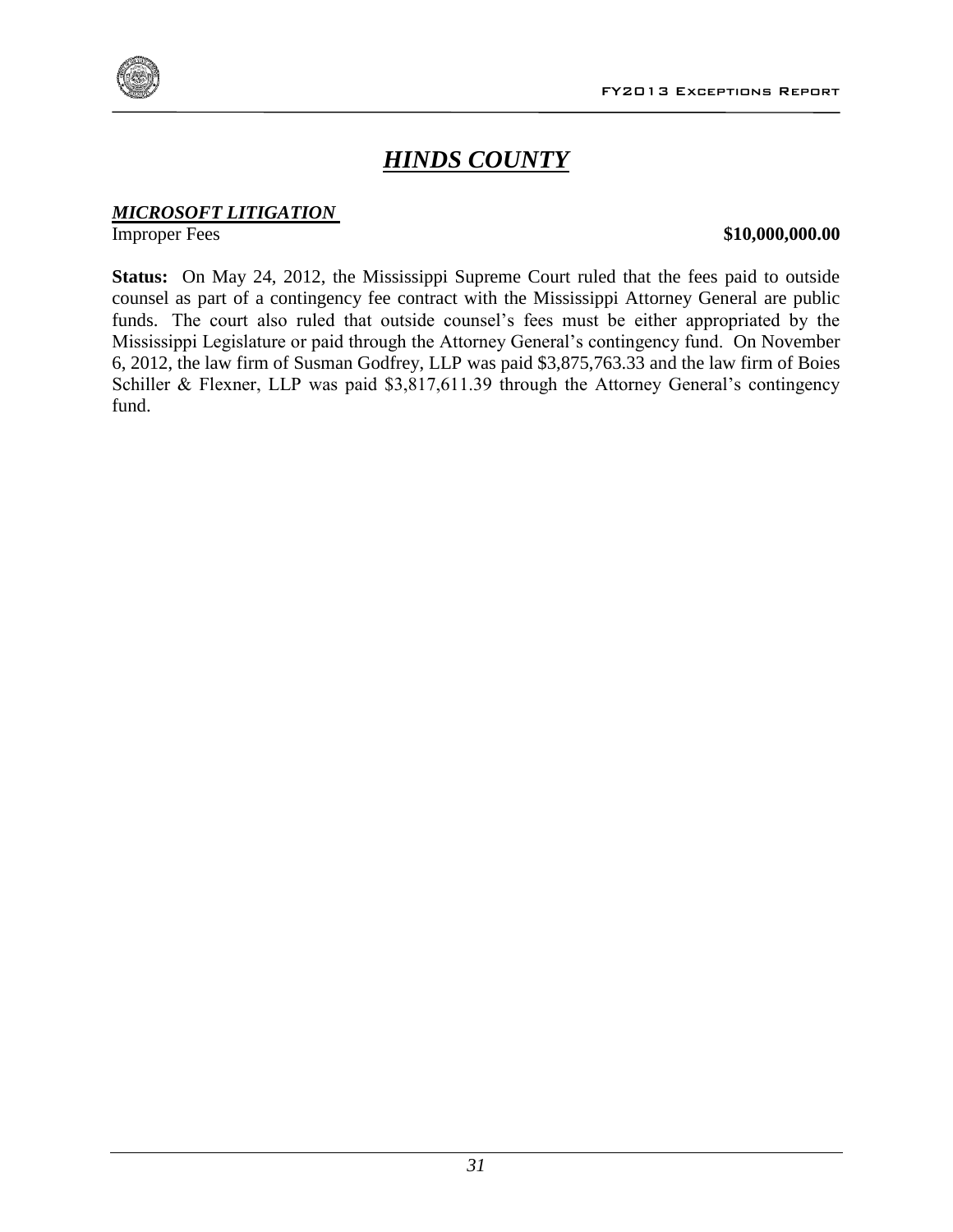# *HINDS COUNTY*

***MICROSOFT LITIGATION***

Improper Fees **$10,000,000.00**

**Status:** On May 24, 2012, the Mississippi Supreme Court ruled that the fees paid to outside counsel as part of a contingency fee contract with the Mississippi Attorney General are public funds. The court also ruled that outside counsel's fees must be either appropriated by the Mississippi Legislature or paid through the Attorney General's contingency fund. On November 6, 2012, the law firm of Susman Godfrey, LLP was paid $3,875,763.33 and the law firm of Boies Schiller & Flexner, LLP was paid $3,817,611.39 through the Attorney General's contingency fund.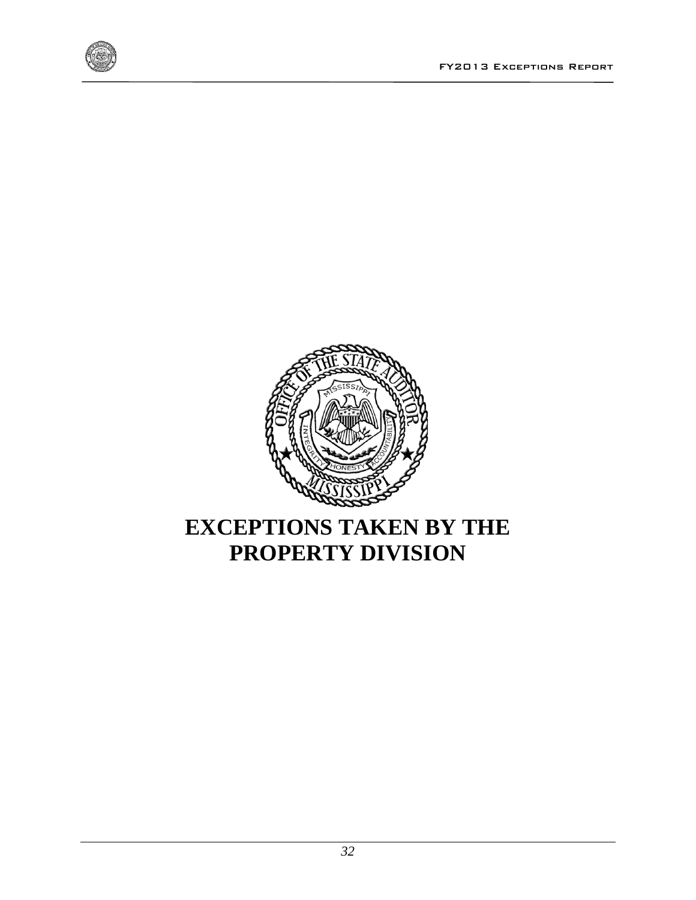# EXCEPTIONS TAKEN BY THE PROPERTY DIVISION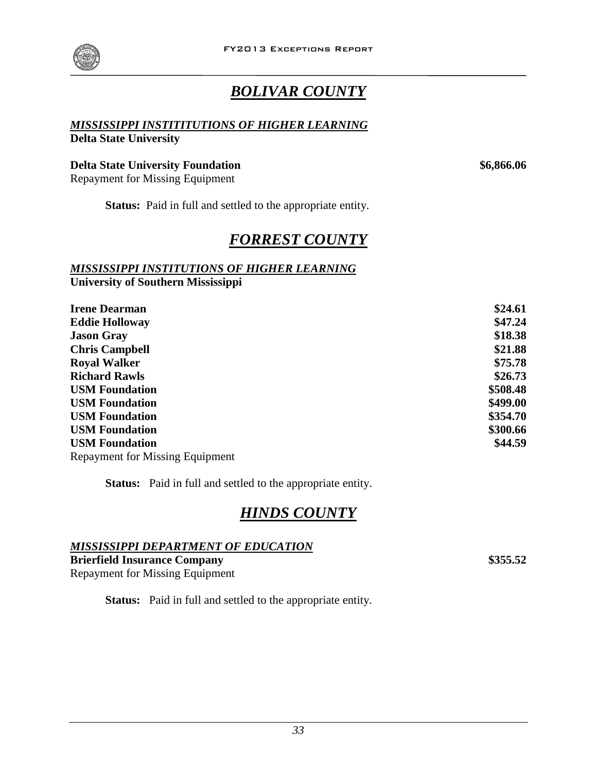# ***BOLIVAR COUNTY***

***MISSISSIPPI INSTITITUTIONS OF HIGHER LEARNING***
**Delta State University**

**Delta State University Foundation** **\$6,866.06**
Repayment for Missing Equipment

**Status:** Paid in full and settled to the appropriate entity.

# ***FORREST COUNTY***

***MISSISSIPPI INSTITUTIONS OF HIGHER LEARNING***
**University of Southern Mississippi**

| | |
|---|---|
| **Irene Dearman** | **\$24.61** |
| **Eddie Holloway** | **\$47.24** |
| **Jason Gray** | **\$18.38** |
| **Chris Campbell** | **\$21.88** |
| **Royal Walker** | **\$75.78** |
| **Richard Rawls** | **\$26.73** |
| **USM Foundation** | **\$508.48** |
| **USM Foundation** | **\$499.00** |
| **USM Foundation** | **\$354.70** |
| **USM Foundation** | **\$300.66** |
| **USM Foundation** | **\$44.59** |

Repayment for Missing Equipment

**Status:** Paid in full and settled to the appropriate entity.

# ***HINDS COUNTY***

***MISSISSIPPI DEPARTMENT OF EDUCATION***
**Brierfield Insurance Company** **\$355.52**
Repayment for Missing Equipment

**Status:** Paid in full and settled to the appropriate entity.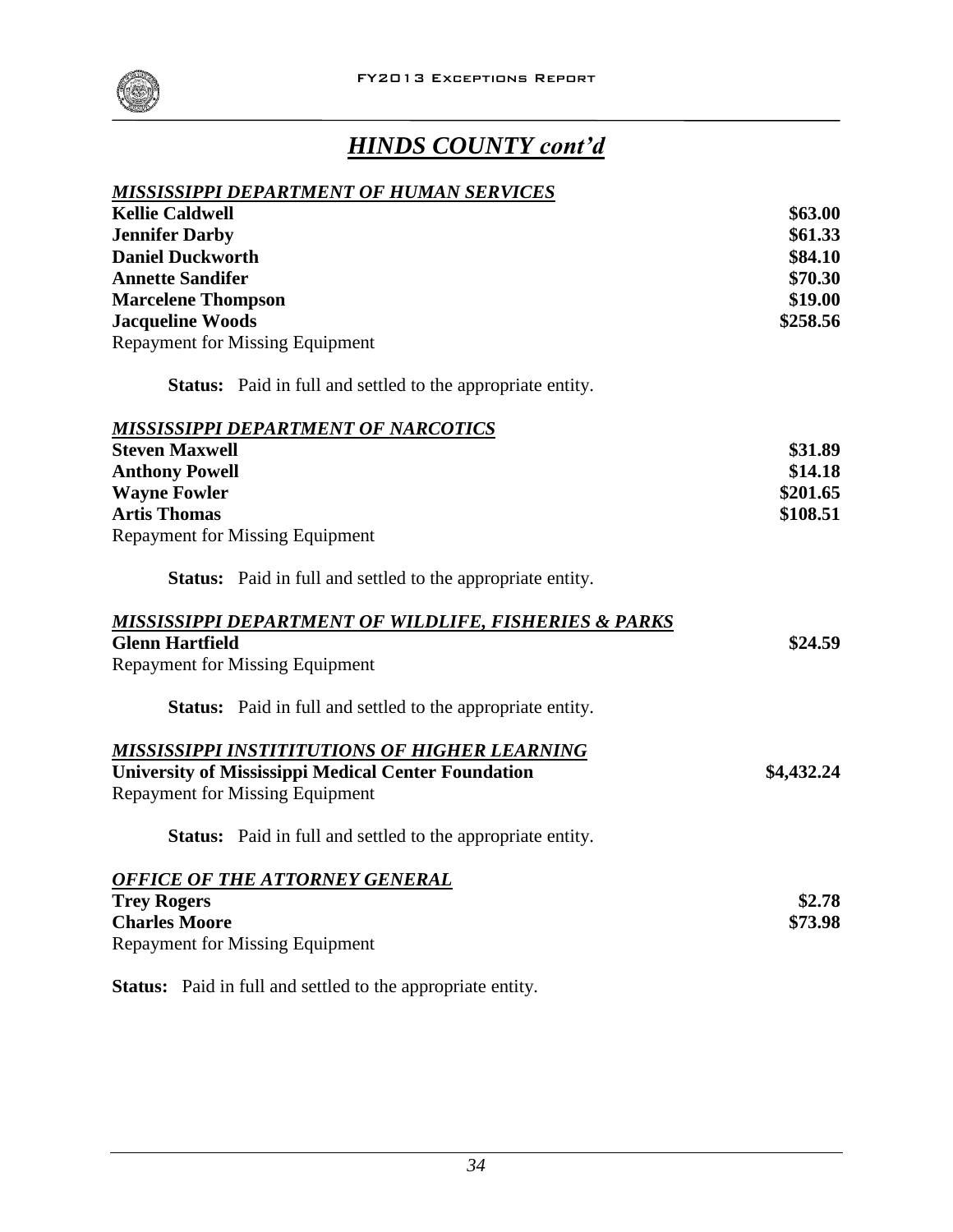## *HINDS COUNTY cont'd*

***MISSISSIPPI DEPARTMENT OF HUMAN SERVICES***

| | |
|---|---|
| **Kellie Caldwell** | **\$63.00** |
| **Jennifer Darby** | **\$61.33** |
| **Daniel Duckworth** | **\$84.10** |
| **Annette Sandifer** | **\$70.30** |
| **Marcelene Thompson** | **\$19.00** |
| **Jacqueline Woods** | **\$258.56** |

Repayment for Missing Equipment

**Status:** Paid in full and settled to the appropriate entity.

***MISSISSIPPI DEPARTMENT OF NARCOTICS***

| | |
|---|---|
| **Steven Maxwell** | **\$31.89** |
| **Anthony Powell** | **\$14.18** |
| **Wayne Fowler** | **\$201.65** |
| **Artis Thomas** | **\$108.51** |

Repayment for Missing Equipment

**Status:** Paid in full and settled to the appropriate entity.

***MISSISSIPPI DEPARTMENT OF WILDLIFE, FISHERIES & PARKS***

| | |
|---|---|
| **Glenn Hartfield** | **\$24.59** |

Repayment for Missing Equipment

**Status:** Paid in full and settled to the appropriate entity.

***MISSISSIPPI INSTITITUTIONS OF HIGHER LEARNING***

| | |
|---|---|
| **University of Mississippi Medical Center Foundation** | **\$4,432.24** |

Repayment for Missing Equipment

**Status:** Paid in full and settled to the appropriate entity.

***OFFICE OF THE ATTORNEY GENERAL***

| | |
|---|---|
| **Trey Rogers** | **\$2.78** |
| **Charles Moore** | **\$73.98** |

Repayment for Missing Equipment

**Status:** Paid in full and settled to the appropriate entity.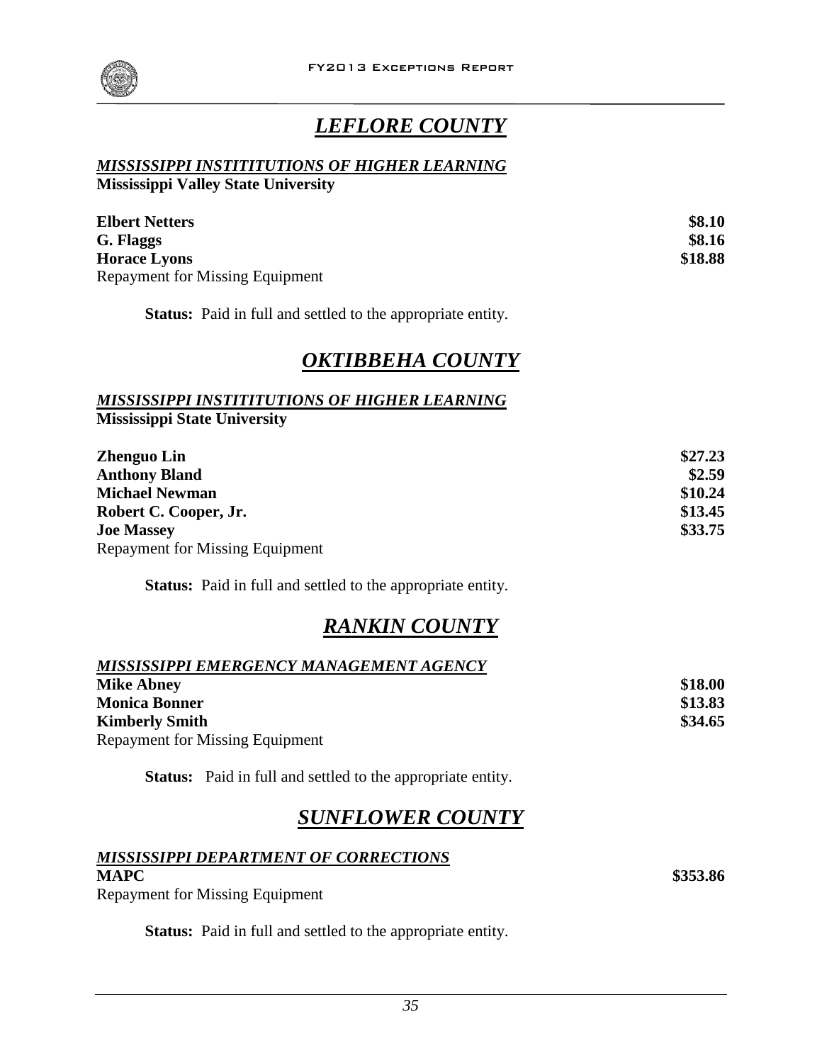## *LEFLORE COUNTY*

***MISSISSIPPI INSTITITUTIONS OF HIGHER LEARNING***
**Mississippi Valley State University**

| | |
|---|---|
| **Elbert Netters** | **$8.10** |
| **G. Flaggs** | **$8.16** |
| **Horace Lyons** | **$18.88** |

Repayment for Missing Equipment

**Status:** Paid in full and settled to the appropriate entity.

## *OKTIBBEHA COUNTY*

***MISSISSIPPI INSTITITUTIONS OF HIGHER LEARNING***
**Mississippi State University**

| | |
|---|---|
| **Zhenguo Lin** | **$27.23** |
| **Anthony Bland** | **$2.59** |
| **Michael Newman** | **$10.24** |
| **Robert C. Cooper, Jr.** | **$13.45** |
| **Joe Massey** | **$33.75** |

Repayment for Missing Equipment

**Status:** Paid in full and settled to the appropriate entity.

## *RANKIN COUNTY*

***MISSISSIPPI EMERGENCY MANAGEMENT AGENCY***

| | |
|---|---|
| **Mike Abney** | **$18.00** |
| **Monica Bonner** | **$13.83** |
| **Kimberly Smith** | **$34.65** |

Repayment for Missing Equipment

**Status:** Paid in full and settled to the appropriate entity.

## *SUNFLOWER COUNTY*

***MISSISSIPPI DEPARTMENT OF CORRECTIONS***

| | |
|---|---|
| **MAPC** | **$353.86** |

Repayment for Missing Equipment

**Status:** Paid in full and settled to the appropriate entity.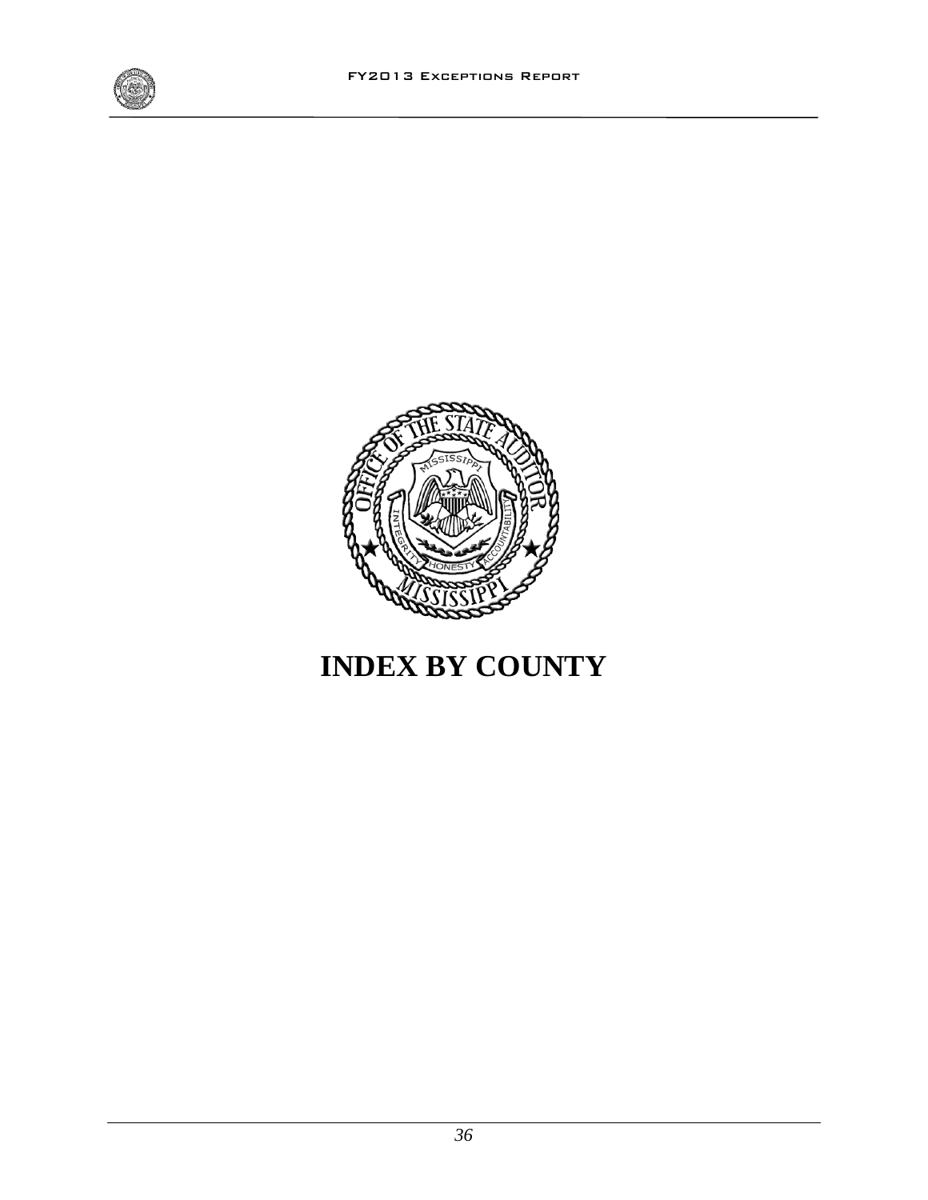# INDEX BY COUNTY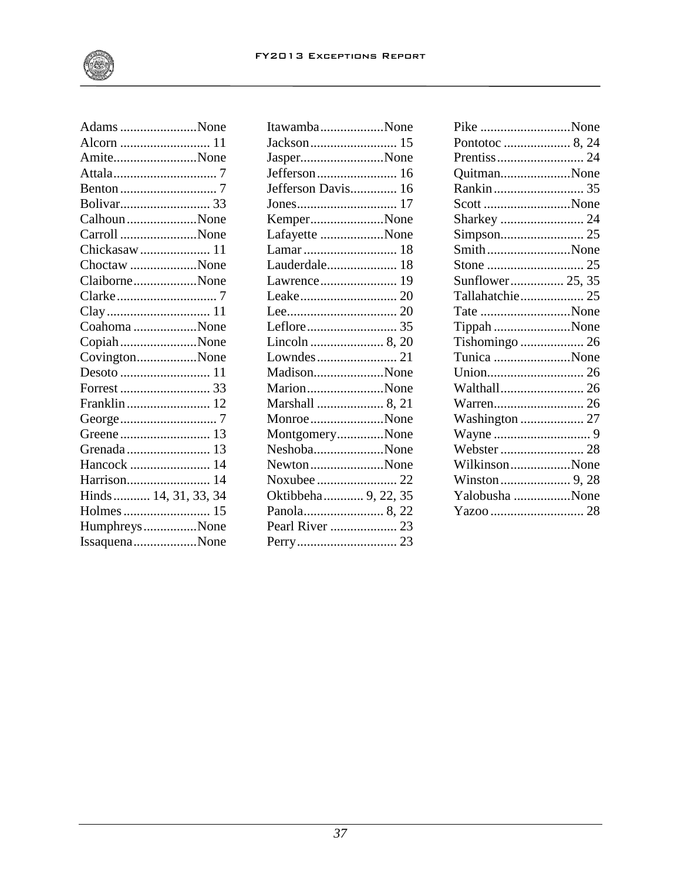Adams.......................None
Alcorn........................... 11
Amite.........................None
Attala............................... 7
Benton............................. 7
Bolivar........................... 33
Calhoun.....................None
Carroll.......................None
Chickasaw..................... 11
Choctaw....................None
Claiborne...................None
Clarke.............................. 7
Clay............................... 11
Coahoma...................None
Copiah.......................None
Covington..................None
Desoto........................... 11
Forrest........................... 33
Franklin......................... 12
George............................. 7
Greene........................... 13
Grenada......................... 13
Hancock........................ 14
Harrison......................... 14
Hinds........... 14, 31, 33, 34
Holmes.......................... 15
Humphreys................None
Issaquena...................None
Itawamba...................None
Jackson.......................... 15
Jasper.........................None
Jefferson........................ 16
Jefferson Davis............. 16
Jones.............................. 17
Kemper......................None
Lafayette...................None
Lamar............................ 18
Lauderdale..................... 18
Lawrence....................... 19
Leake............................. 20
Lee................................. 20
Leflore........................... 35
Lincoln...................... 8, 20
Lowndes........................ 21
Madison.....................None
Marion.......................None
Marshall.................... 8, 21
Monroe......................None
Montgomery..............None
Neshoba.....................None
Newton......................None
Noxubee........................ 22
Oktibbeha............ 9, 22, 35
Panola........................ 8, 22
Pearl River.................... 23
Perry.............................. 23
Pike...........................None
Pontotoc.................... 8, 24
Prentiss.......................... 24
Quitman.....................None
Rankin........................... 35
Scott..........................None
Sharkey......................... 24
Simpson......................... 25
Smith.........................None
Stone............................. 25
Sunflower................ 25, 35
Tallahatchie.................. 25
Tate...........................None
Tippah.......................None
Tishomingo................... 26
Tunica.......................None
Union............................. 26
Walthall......................... 26
Warren........................... 26
Washington................... 27
Wayne............................. 9
Webster......................... 28
Wilkinson..................None
Winston..................... 9, 28
Yalobusha.................None
Yazoo............................ 28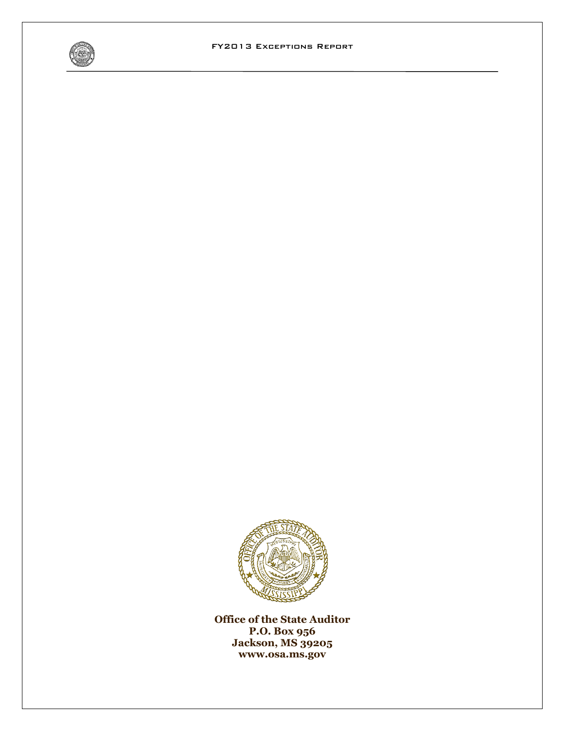**Office of the State Auditor**
**P.O. Box 956**
**Jackson, MS 39205**
**www.osa.ms.gov**